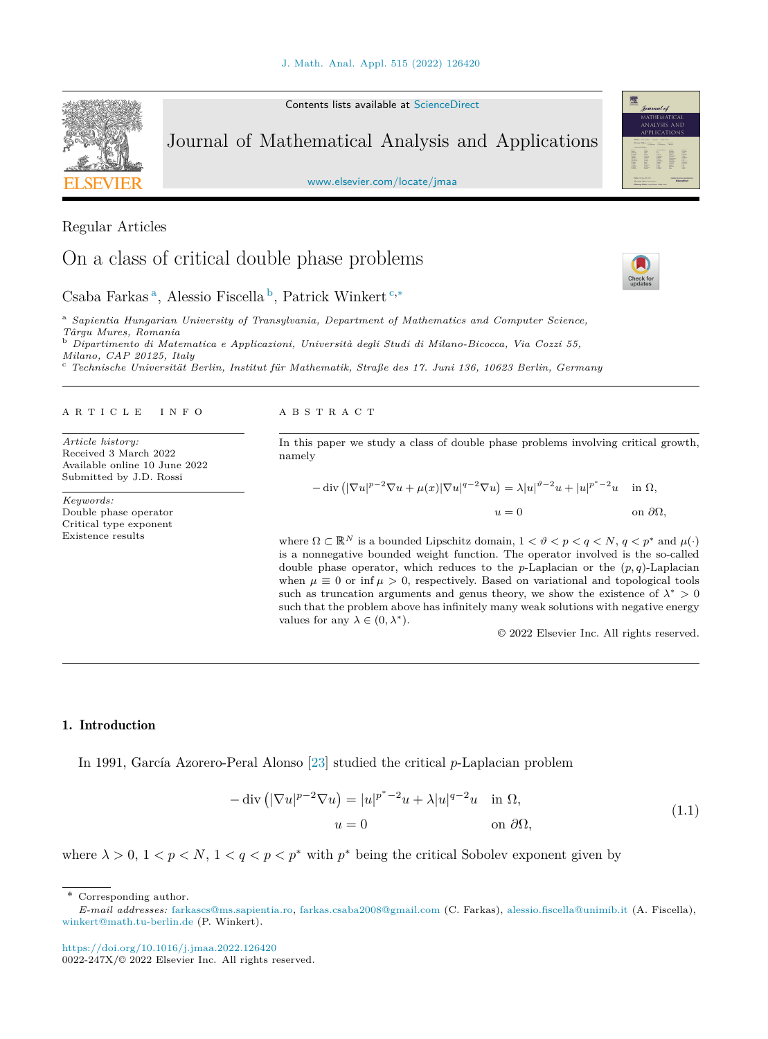Regular Articles

# On a class of critical double phase problems

Csaba Farkas [a], Alessio Fiscella [b], Patrick Winkert [c,*]

[a] *Sapientia Hungarian University of Transylvania, Department of Mathematics and Computer Science, Târgu Mures, Romania*
[b] *Dipartimento di Matematica e Applicazioni, Università degli Studi di Milano-Bicocca, Via Cozzi 55, Milano, CAP 20125, Italy*
[c] *Technische Universität Berlin, Institut für Mathematik, Straße des 17. Juni 136, 10623 Berlin, Germany*

ARTICLE INFO

*Article history:*
Received 3 March 2022
Available online 10 June 2022
Submitted by J.D. Rossi

*Keywords:*
Double phase operator
Critical type exponent
Existence results

ABSTRACT

In this paper we study a class of double phase problems involving critical growth, namely

$$-\operatorname{div}\left(|\nabla u|^{p-2}\nabla u+\mu(x)|\nabla u|^{q-2}\nabla u\right)=\lambda|u|^{\vartheta-2}u+|u|^{p^*-2}u \quad \text{in } \Omega,$$
$$u=0 \quad \text{on } \partial\Omega,$$

where $\Omega\subset\mathbb{R}^N$ is a bounded Lipschitz domain, $1<\vartheta<p<q<N$, $q<p^*$ and $\mu(\cdot)$ is a nonnegative bounded weight function. The operator involved is the so-called double phase operator, which reduces to the $p$-Laplacian or the $(p,q)$-Laplacian when $\mu\equiv 0$ or $\inf\mu>0$, respectively. Based on variational and topological tools such as truncation arguments and genus theory, we show the existence of $\lambda^*>0$ such that the problem above has infinitely many weak solutions with negative energy values for any $\lambda\in(0,\lambda^*)$.

© 2022 Elsevier Inc. All rights reserved.

## 1. Introduction

In 1991, García Azorero-Peral Alonso [23] studied the critical $p$-Laplacian problem

$$-\operatorname{div}\left(|\nabla u|^{p-2}\nabla u\right)=|u|^{p^*-2}u+\lambda|u|^{q-2}u \quad \text{in } \Omega,$$
$$u=0 \quad \text{on } \partial\Omega, \tag{1.1}$$

where $\lambda>0$, $1<p<N$, $1<q<p<p^*$ with $p^*$ being the critical Sobolev exponent given by

* Corresponding author.
*E-mail addresses:* farkascs@ms.sapientia.ro, farkas.csaba2008@gmail.com (C. Farkas), alessio.fiscella@unimib.it (A. Fiscella), winkert@math.tu-berlin.de (P. Winkert).

https://doi.org/10.1016/j.jmaa.2022.126420
0022-247X/© 2022 Elsevier Inc. All rights reserved.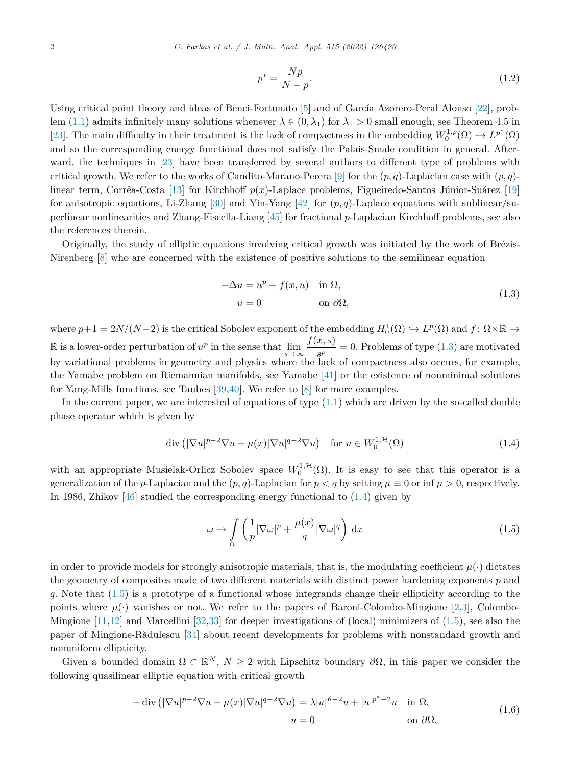$$p^* = \frac{Np}{N-p}. \tag{1.2}$$

Using critical point theory and ideas of Benci-Fortunato [5] and of García Azorero-Peral Alonso [22], problem (1.1) admits infinitely many solutions whenever $\lambda \in (0, \lambda_1)$ for $\lambda_1 > 0$ small enough, see Theorem 4.5 in [23]. The main difficulty in their treatment is the lack of compactness in the embedding $W_0^{1,p}(\Omega) \hookrightarrow L^{p^*}(\Omega)$ and so the corresponding energy functional does not satisfy the Palais-Smale condition in general. Afterward, the techniques in [23] have been transferred by several authors to different type of problems with critical growth. We refer to the works of Candito-Marano-Perera [9] for the $(p,q)$-Laplacian case with $(p,q)$-linear term, Corrêa-Costa [13] for Kirchhoff $p(x)$-Laplace problems, Figueiredo-Santos Júnior-Suárez [19] for anisotropic equations, Li-Zhang [30] and Yin-Yang [42] for $(p,q)$-Laplace equations with sublinear/superlinear nonlinearities and Zhang-Fiscella-Liang [45] for fractional $p$-Laplacian Kirchhoff problems, see also the references therein.

Originally, the study of elliptic equations involving critical growth was initiated by the work of Brézis-Nirenberg [8] who are concerned with the existence of positive solutions to the semilinear equation

$$\begin{aligned} -\Delta u &= u^p + f(x,u) \quad \text{in } \Omega, \\ u &= 0 \quad \text{on } \partial\Omega, \end{aligned} \tag{1.3}$$

where $p+1 = 2N/(N-2)$ is the critical Sobolev exponent of the embedding $H_0^1(\Omega) \hookrightarrow L^p(\Omega)$ and $f \colon \Omega \times \mathbb{R} \to \mathbb{R}$ is a lower-order perturbation of $u^p$ in the sense that $\lim\limits_{s \to \infty} \dfrac{f(x,s)}{s^p} = 0$. Problems of type (1.3) are motivated by variational problems in geometry and physics where the lack of compactness also occurs, for example, the Yamabe problem on Riemannian manifolds, see Yamabe [41] or the existence of nonminimal solutions for Yang-Mills functions, see Taubes [39,40]. We refer to [8] for more examples.

In the current paper, we are interested of equations of type (1.1) which are driven by the so-called double phase operator which is given by

$$\operatorname{div}\left(|\nabla u|^{p-2}\nabla u + \mu(x)|\nabla u|^{q-2}\nabla u\right) \quad \text{for } u \in W_0^{1,\mathcal{H}}(\Omega) \tag{1.4}$$

with an appropriate Musielak-Orlicz Sobolev space $W_0^{1,\mathcal{H}}(\Omega)$. It is easy to see that this operator is a generalization of the $p$-Laplacian and the $(p,q)$-Laplacian for $p < q$ by setting $\mu \equiv 0$ or $\inf \mu > 0$, respectively. In 1986, Zhikov [46] studied the corresponding energy functional to (1.4) given by

$$\omega \mapsto \int\limits_\Omega \left(\frac{1}{p}|\nabla \omega|^p + \frac{\mu(x)}{q}|\nabla \omega|^q\right) \mathrm{d}x \tag{1.5}$$

in order to provide models for strongly anisotropic materials, that is, the modulating coefficient $\mu(\cdot)$ dictates the geometry of composites made of two different materials with distinct power hardening exponents $p$ and $q$. Note that (1.5) is a prototype of a functional whose integrands change their ellipticity according to the points where $\mu(\cdot)$ vanishes or not. We refer to the papers of Baroni-Colombo-Mingione [2,3], Colombo-Mingione [11,12] and Marcellini [32,33] for deeper investigations of (local) minimizers of (1.5), see also the paper of Mingione-Rădulescu [34] about recent developments for problems with nonstandard growth and nonuniform ellipticity.

Given a bounded domain $\Omega \subset \mathbb{R}^N$, $N \geq 2$ with Lipschitz boundary $\partial\Omega$, in this paper we consider the following quasilinear elliptic equation with critical growth

$$\begin{aligned} -\operatorname{div}\left(|\nabla u|^{p-2}\nabla u + \mu(x)|\nabla u|^{q-2}\nabla u\right) &= \lambda|u|^{\vartheta-2}u + |u|^{p^*-2}u \quad \text{in } \Omega, \\ u &= 0 \quad \text{on } \partial\Omega, \end{aligned} \tag{1.6}$$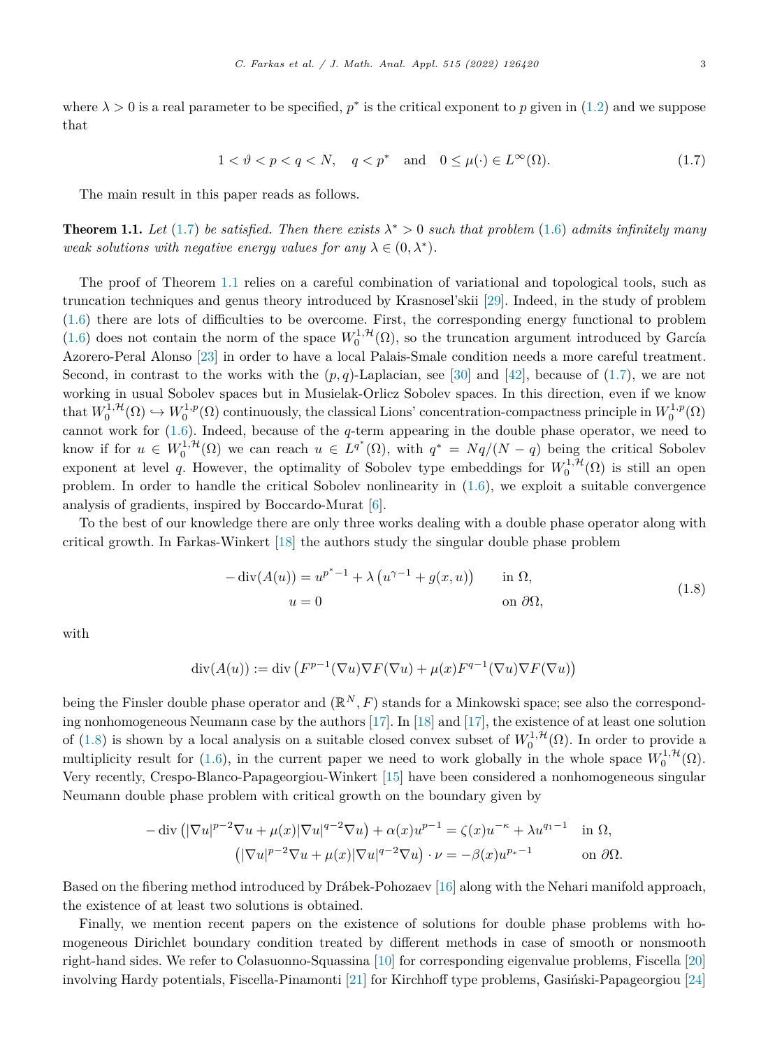where $\lambda > 0$ is a real parameter to be specified, $p^*$ is the critical exponent to $p$ given in (1.2) and we suppose that

$$1 < \vartheta < p < q < N, \quad q < p^* \quad \text{and} \quad 0 \le \mu(\cdot) \in L^\infty(\Omega). \tag{1.7}$$

The main result in this paper reads as follows.

**Theorem 1.1.** *Let (1.7) be satisfied. Then there exists $\lambda^* > 0$ such that problem (1.6) admits infinitely many weak solutions with negative energy values for any $\lambda \in (0, \lambda^*)$.*

The proof of Theorem 1.1 relies on a careful combination of variational and topological tools, such as truncation techniques and genus theory introduced by Krasnosel'skii [29]. Indeed, in the study of problem (1.6) there are lots of difficulties to be overcome. First, the corresponding energy functional to problem (1.6) does not contain the norm of the space $W_0^{1,\mathcal{H}}(\Omega)$, so the truncation argument introduced by García Azorero-Peral Alonso [23] in order to have a local Palais-Smale condition needs a more careful treatment. Second, in contrast to the works with the $(p,q)$-Laplacian, see [30] and [42], because of (1.7), we are not working in usual Sobolev spaces but in Musielak-Orlicz Sobolev spaces. In this direction, even if we know that $W_0^{1,\mathcal{H}}(\Omega) \hookrightarrow W_0^{1,p}(\Omega)$ continuously, the classical Lions' concentration-compactness principle in $W_0^{1,p}(\Omega)$ cannot work for (1.6). Indeed, because of the $q$-term appearing in the double phase operator, we need to know if for $u \in W_0^{1,\mathcal{H}}(\Omega)$ we can reach $u \in L^{q^*}(\Omega)$, with $q^* = Nq/(N-q)$ being the critical Sobolev exponent at level $q$. However, the optimality of Sobolev type embeddings for $W_0^{1,\mathcal{H}}(\Omega)$ is still an open problem. In order to handle the critical Sobolev nonlinearity in (1.6), we exploit a suitable convergence analysis of gradients, inspired by Boccardo-Murat [6].

To the best of our knowledge there are only three works dealing with a double phase operator along with critical growth. In Farkas-Winkert [18] the authors study the singular double phase problem

$$\begin{aligned} -\operatorname{div}(A(u)) &= u^{p^*-1} + \lambda\left(u^{\gamma-1} + g(x,u)\right) && \text{in } \Omega,\\ u &= 0 && \text{on } \partial\Omega, \end{aligned} \tag{1.8}$$

with

$$\operatorname{div}(A(u)) := \operatorname{div}\left(F^{p-1}(\nabla u)\nabla F(\nabla u) + \mu(x) F^{q-1}(\nabla u)\nabla F(\nabla u)\right)$$

being the Finsler double phase operator and $(\mathbb{R}^N, F)$ stands for a Minkowski space; see also the corresponding nonhomogeneous Neumann case by the authors [17]. In [18] and [17], the existence of at least one solution of (1.8) is shown by a local analysis on a suitable closed convex subset of $W_0^{1,\mathcal{H}}(\Omega)$. In order to provide a multiplicity result for (1.6), in the current paper we need to work globally in the whole space $W_0^{1,\mathcal{H}}(\Omega)$. Very recently, Crespo-Blanco-Papageorgiou-Winkert [15] have been considered a nonhomogeneous singular Neumann double phase problem with critical growth on the boundary given by

$$\begin{aligned} -\operatorname{div}\left(|\nabla u|^{p-2}\nabla u + \mu(x)|\nabla u|^{q-2}\nabla u\right) + \alpha(x)u^{p-1} &= \zeta(x)u^{-\kappa} + \lambda u^{q_1-1} && \text{in } \Omega,\\ \left(|\nabla u|^{p-2}\nabla u + \mu(x)|\nabla u|^{q-2}\nabla u\right)\cdot \nu &= -\beta(x)u^{p_*-1} && \text{on } \partial\Omega. \end{aligned}$$

Based on the fibering method introduced by Drábek-Pohozaev [16] along with the Nehari manifold approach, the existence of at least two solutions is obtained.

Finally, we mention recent papers on the existence of solutions for double phase problems with homogeneous Dirichlet boundary condition treated by different methods in case of smooth or nonsmooth right-hand sides. We refer to Colasuonno-Squassina [10] for corresponding eigenvalue problems, Fiscella [20] involving Hardy potentials, Fiscella-Pinamonti [21] for Kirchhoff type problems, Gasiński-Papageorgiou [24]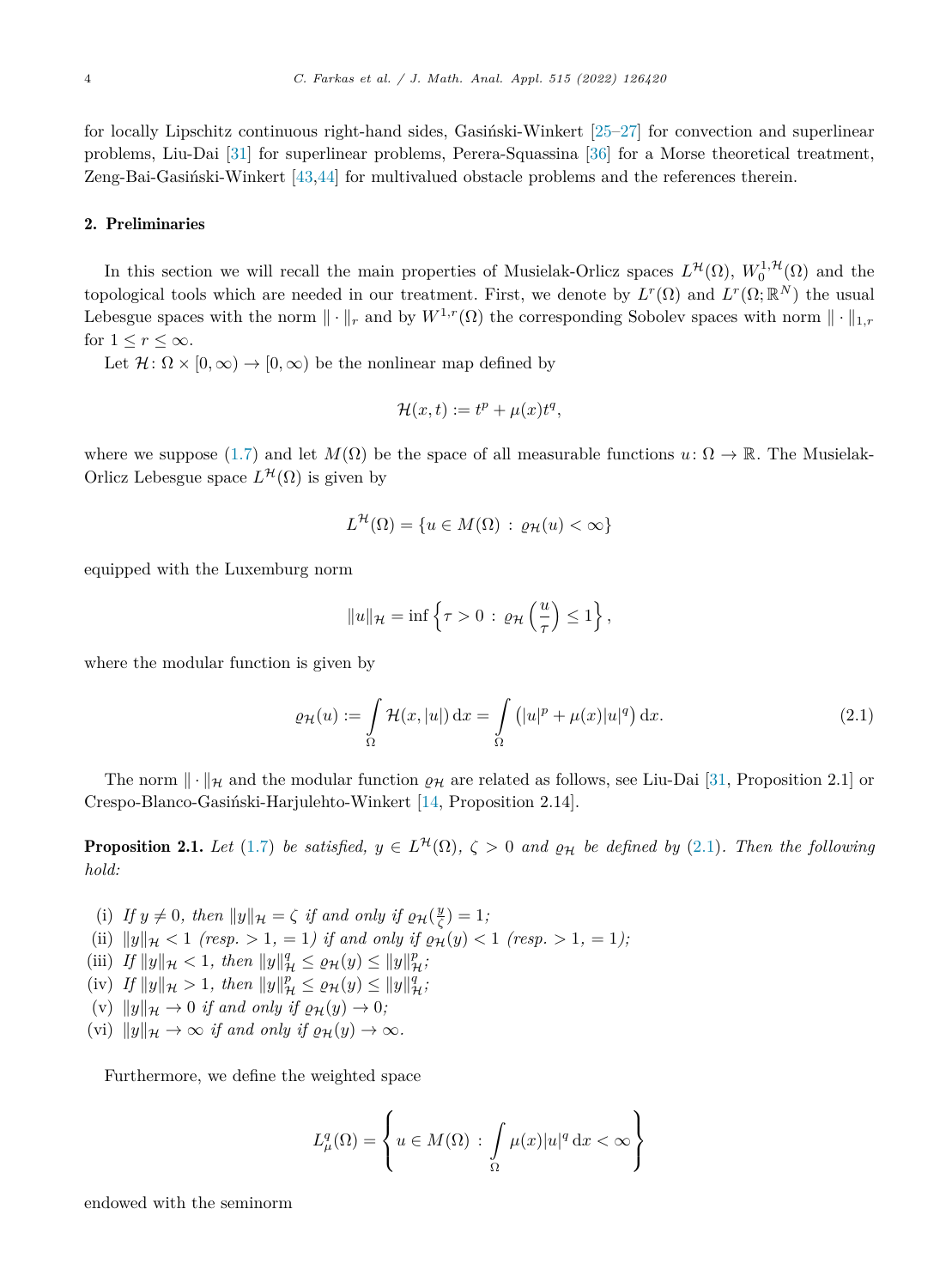for locally Lipschitz continuous right-hand sides, Gasiński-Winkert [25–27] for convection and superlinear problems, Liu-Dai [31] for superlinear problems, Perera-Squassina [36] for a Morse theoretical treatment, Zeng-Bai-Gasiński-Winkert [43,44] for multivalued obstacle problems and the references therein.

## 2. Preliminaries

In this section we will recall the main properties of Musielak-Orlicz spaces $L^{\mathcal{H}}(\Omega)$, $W_0^{1,\mathcal{H}}(\Omega)$ and the topological tools which are needed in our treatment. First, we denote by $L^r(\Omega)$ and $L^r(\Omega;\mathbb{R}^N)$ the usual Lebesgue spaces with the norm $\|\cdot\|_r$ and by $W^{1,r}(\Omega)$ the corresponding Sobolev spaces with norm $\|\cdot\|_{1,r}$ for $1 \leq r \leq \infty$.

Let $\mathcal{H}\colon \Omega \times [0,\infty) \to [0,\infty)$ be the nonlinear map defined by

$$\mathcal{H}(x,t) := t^p + \mu(x)t^q,$$

where we suppose (1.7) and let $M(\Omega)$ be the space of all measurable functions $u\colon \Omega \to \mathbb{R}$. The Musielak-Orlicz Lebesgue space $L^{\mathcal{H}}(\Omega)$ is given by

$$L^{\mathcal{H}}(\Omega) = \{u \in M(\Omega) \, : \, \varrho_{\mathcal{H}}(u) < \infty\}$$

equipped with the Luxemburg norm

$$\|u\|_{\mathcal{H}} = \inf\left\{\tau > 0 \, : \, \varrho_{\mathcal{H}}\left(\frac{u}{\tau}\right) \leq 1\right\},$$

where the modular function is given by

$$\varrho_{\mathcal{H}}(u) := \int_\Omega \mathcal{H}(x,|u|)\,\mathrm{d}x = \int_\Omega \left(|u|^p + \mu(x)|u|^q\right)\mathrm{d}x. \tag{2.1}$$

The norm $\|\cdot\|_{\mathcal{H}}$ and the modular function $\varrho_{\mathcal{H}}$ are related as follows, see Liu-Dai [31, Proposition 2.1] or Crespo-Blanco-Gasiński-Harjulehto-Winkert [14, Proposition 2.14].

**Proposition 2.1.** *Let (1.7) be satisfied, $y \in L^{\mathcal{H}}(\Omega)$, $\zeta > 0$ and $\varrho_{\mathcal{H}}$ be defined by (2.1). Then the following hold:*

(i) *If $y \neq 0$, then $\|y\|_{\mathcal{H}} = \zeta$ if and only if $\varrho_{\mathcal{H}}(\frac{y}{\zeta}) = 1$;*
(ii) *$\|y\|_{\mathcal{H}} < 1$ (resp. $> 1$, $= 1$) if and only if $\varrho_{\mathcal{H}}(y) < 1$ (resp. $> 1$, $= 1$);*
(iii) *If $\|y\|_{\mathcal{H}} < 1$, then $\|y\|_{\mathcal{H}}^q \leq \varrho_{\mathcal{H}}(y) \leq \|y\|_{\mathcal{H}}^p$;*
(iv) *If $\|y\|_{\mathcal{H}} > 1$, then $\|y\|_{\mathcal{H}}^p \leq \varrho_{\mathcal{H}}(y) \leq \|y\|_{\mathcal{H}}^q$;*
(v) *$\|y\|_{\mathcal{H}} \to 0$ if and only if $\varrho_{\mathcal{H}}(y) \to 0$;*
(vi) *$\|y\|_{\mathcal{H}} \to \infty$ if and only if $\varrho_{\mathcal{H}}(y) \to \infty$.*

Furthermore, we define the weighted space

$$L^q_\mu(\Omega) = \left\{u \in M(\Omega) \, : \, \int_\Omega \mu(x)|u|^q\,\mathrm{d}x < \infty\right\}$$

endowed with the seminorm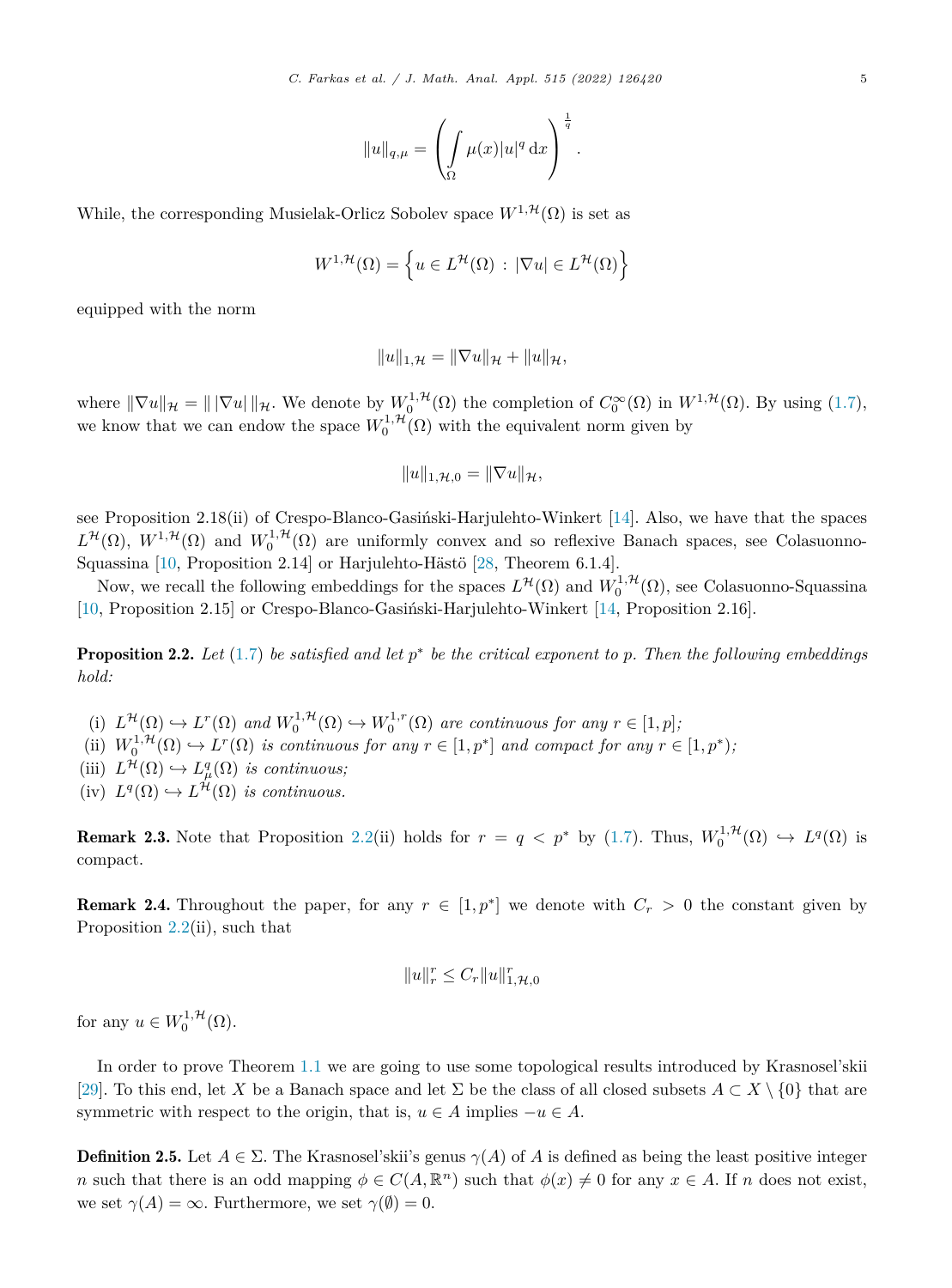$$\|u\|_{q,\mu} = \left( \int\limits_\Omega \mu(x)|u|^q \,\mathrm{d}x \right)^{\frac{1}{q}}.$$

While, the corresponding Musielak-Orlicz Sobolev space $W^{1,\mathcal{H}}(\Omega)$ is set as

$$W^{1,\mathcal{H}}(\Omega) = \left\{ u \in L^{\mathcal{H}}(\Omega) \,:\, |\nabla u| \in L^{\mathcal{H}}(\Omega) \right\}$$

equipped with the norm

$$\|u\|_{1,\mathcal{H}} = \|\nabla u\|_{\mathcal{H}} + \|u\|_{\mathcal{H}},$$

where $\|\nabla u\|_{\mathcal{H}} = \| \,|\nabla u|\, \|_{\mathcal{H}}$. We denote by $W_0^{1,\mathcal{H}}(\Omega)$ the completion of $C_0^\infty(\Omega)$ in $W^{1,\mathcal{H}}(\Omega)$. By using (1.7), we know that we can endow the space $W_0^{1,\mathcal{H}}(\Omega)$ with the equivalent norm given by

$$\|u\|_{1,\mathcal{H},0} = \|\nabla u\|_{\mathcal{H}},$$

see Proposition 2.18(ii) of Crespo-Blanco-Gasiński-Harjulehto-Winkert [14]. Also, we have that the spaces $L^{\mathcal{H}}(\Omega)$, $W^{1,\mathcal{H}}(\Omega)$ and $W_0^{1,\mathcal{H}}(\Omega)$ are uniformly convex and so reflexive Banach spaces, see Colasuonno-Squassina [10, Proposition 2.14] or Harjulehto-Hästö [28, Theorem 6.1.4].

Now, we recall the following embeddings for the spaces $L^{\mathcal{H}}(\Omega)$ and $W_0^{1,\mathcal{H}}(\Omega)$, see Colasuonno-Squassina [10, Proposition 2.15] or Crespo-Blanco-Gasiński-Harjulehto-Winkert [14, Proposition 2.16].

**Proposition 2.2.** *Let (1.7) be satisfied and let $p^*$ be the critical exponent to $p$. Then the following embeddings hold:*

- (i) *$L^{\mathcal{H}}(\Omega) \hookrightarrow L^r(\Omega)$ and $W_0^{1,\mathcal{H}}(\Omega) \hookrightarrow W_0^{1,r}(\Omega)$ are continuous for any $r \in [1,p]$;*
- (ii) *$W_0^{1,\mathcal{H}}(\Omega) \hookrightarrow L^r(\Omega)$ is continuous for any $r \in [1,p^*]$ and compact for any $r \in [1,p^*)$;*
- (iii) *$L^{\mathcal{H}}(\Omega) \hookrightarrow L^q_\mu(\Omega)$ is continuous;*
- (iv) *$L^q(\Omega) \hookrightarrow L^{\mathcal{H}}(\Omega)$ is continuous.*

**Remark 2.3.** Note that Proposition 2.2(ii) holds for $r = q < p^*$ by (1.7). Thus, $W_0^{1,\mathcal{H}}(\Omega) \hookrightarrow L^q(\Omega)$ is compact.

**Remark 2.4.** Throughout the paper, for any $r \in [1,p^*]$ we denote with $C_r > 0$ the constant given by Proposition 2.2(ii), such that

$$\|u\|_r^r \le C_r \|u\|_{1,\mathcal{H},0}^r$$

for any $u \in W_0^{1,\mathcal{H}}(\Omega)$.

In order to prove Theorem 1.1 we are going to use some topological results introduced by Krasnosel'skii [29]. To this end, let $X$ be a Banach space and let $\Sigma$ be the class of all closed subsets $A \subset X \setminus \{0\}$ that are symmetric with respect to the origin, that is, $u \in A$ implies $-u \in A$.

**Definition 2.5.** Let $A \in \Sigma$. The Krasnosel'skii's genus $\gamma(A)$ of $A$ is defined as being the least positive integer $n$ such that there is an odd mapping $\phi \in C(A, \mathbb{R}^n)$ such that $\phi(x) \neq 0$ for any $x \in A$. If $n$ does not exist, we set $\gamma(A) = \infty$. Furthermore, we set $\gamma(\emptyset) = 0$.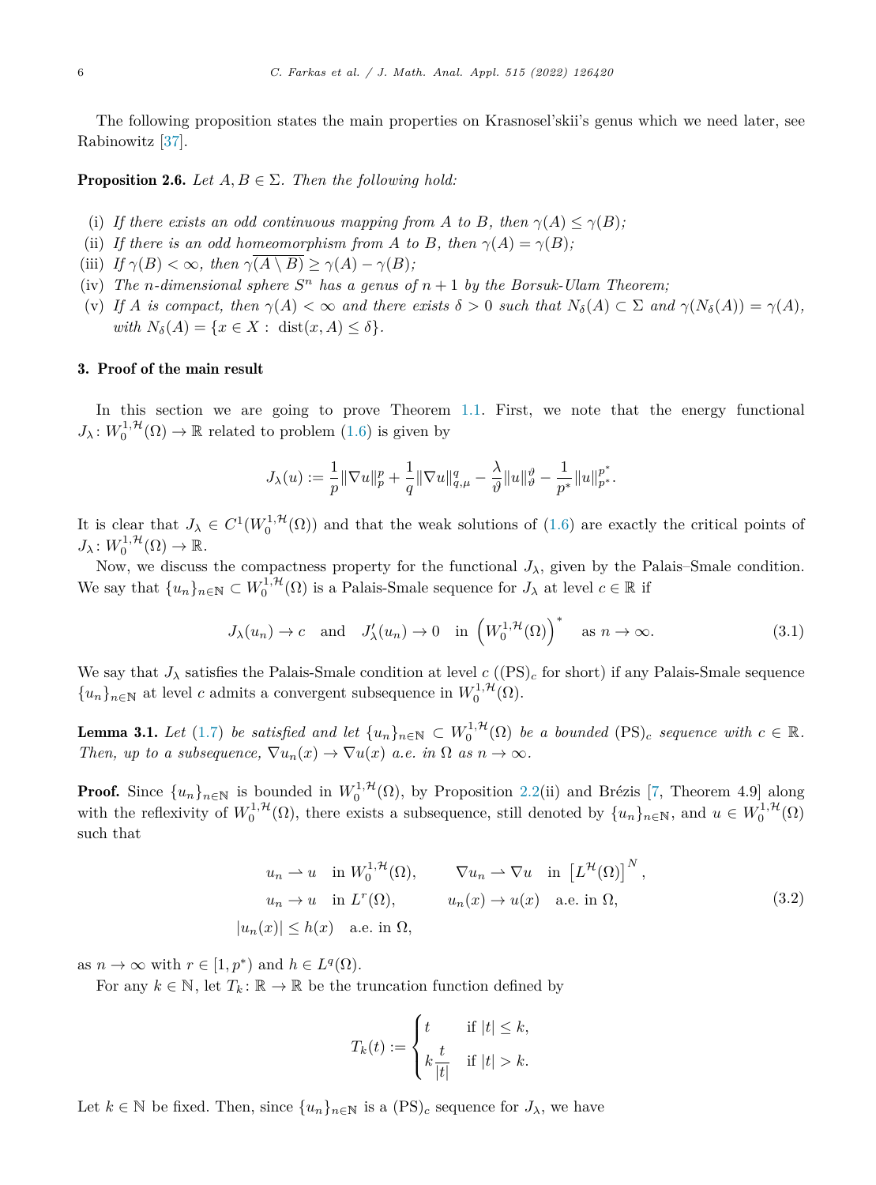The following proposition states the main properties on Krasnosel'skii's genus which we need later, see Rabinowitz [37].

**Proposition 2.6.** *Let $A, B \in \Sigma$. Then the following hold:*

(i) *If there exists an odd continuous mapping from $A$ to $B$, then $\gamma(A) \leq \gamma(B)$;*
(ii) *If there is an odd homeomorphism from $A$ to $B$, then $\gamma(A) = \gamma(B)$;*
(iii) *If $\gamma(B) < \infty$, then $\gamma(\overline{A \setminus B}) \geq \gamma(A) - \gamma(B)$;*
(iv) *The $n$-dimensional sphere $S^n$ has a genus of $n+1$ by the Borsuk-Ulam Theorem;*
(v) *If $A$ is compact, then $\gamma(A) < \infty$ and there exists $\delta > 0$ such that $N_\delta(A) \subset \Sigma$ and $\gamma(N_\delta(A)) = \gamma(A)$, with $N_\delta(A) = \{x \in X : \operatorname{dist}(x, A) \leq \delta\}$.*

## 3. Proof of the main result

In this section we are going to prove Theorem 1.1. First, we note that the energy functional $J_\lambda \colon W_0^{1,\mathcal{H}}(\Omega) \to \mathbb{R}$ related to problem (1.6) is given by

$$J_\lambda(u) := \frac{1}{p}\|\nabla u\|_p^p + \frac{1}{q}\|\nabla u\|_{q,\mu}^q - \frac{\lambda}{\vartheta}\|u\|_\vartheta^\vartheta - \frac{1}{p^*}\|u\|_{p^*}^{p^*}.$$

It is clear that $J_\lambda \in C^1(W_0^{1,\mathcal{H}}(\Omega))$ and that the weak solutions of (1.6) are exactly the critical points of $J_\lambda \colon W_0^{1,\mathcal{H}}(\Omega) \to \mathbb{R}$.

Now, we discuss the compactness property for the functional $J_\lambda$, given by the Palais–Smale condition. We say that $\{u_n\}_{n\in\mathbb{N}} \subset W_0^{1,\mathcal{H}}(\Omega)$ is a Palais-Smale sequence for $J_\lambda$ at level $c \in \mathbb{R}$ if

$$J_\lambda(u_n) \to c \quad \text{and} \quad J_\lambda'(u_n) \to 0 \quad \text{in } \left(W_0^{1,\mathcal{H}}(\Omega)\right)^* \quad \text{as } n \to \infty. \tag{3.1}$$

We say that $J_\lambda$ satisfies the Palais-Smale condition at level $c$ ($(\mathrm{PS})_c$ for short) if any Palais-Smale sequence $\{u_n\}_{n\in\mathbb{N}}$ at level $c$ admits a convergent subsequence in $W_0^{1,\mathcal{H}}(\Omega)$.

**Lemma 3.1.** *Let (1.7) be satisfied and let $\{u_n\}_{n\in\mathbb{N}} \subset W_0^{1,\mathcal{H}}(\Omega)$ be a bounded $(\mathrm{PS})_c$ sequence with $c \in \mathbb{R}$. Then, up to a subsequence, $\nabla u_n(x) \to \nabla u(x)$ a.e. in $\Omega$ as $n \to \infty$.*

**Proof.** Since $\{u_n\}_{n\in\mathbb{N}}$ is bounded in $W_0^{1,\mathcal{H}}(\Omega)$, by Proposition 2.2(ii) and Brézis [7, Theorem 4.9] along with the reflexivity of $W_0^{1,\mathcal{H}}(\Omega)$, there exists a subsequence, still denoted by $\{u_n\}_{n\in\mathbb{N}}$, and $u \in W_0^{1,\mathcal{H}}(\Omega)$ such that

$$\begin{aligned}
u_n &\rightharpoonup u \quad \text{in } W_0^{1,\mathcal{H}}(\Omega), \qquad &\nabla u_n &\rightharpoonup \nabla u \quad \text{in } \left[L^{\mathcal{H}}(\Omega)\right]^N, \\
u_n &\to u \quad \text{in } L^r(\Omega), \qquad &u_n(x) &\to u(x) \quad \text{a.e. in } \Omega, \\
|u_n(x)| &\leq h(x) \quad \text{a.e. in } \Omega,
\end{aligned} \tag{3.2}$$

as $n \to \infty$ with $r \in [1, p^*)$ and $h \in L^q(\Omega)$.

For any $k \in \mathbb{N}$, let $T_k \colon \mathbb{R} \to \mathbb{R}$ be the truncation function defined by

$$T_k(t) := \begin{cases} t & \text{if } |t| \leq k, \\ k\dfrac{t}{|t|} & \text{if } |t| > k. \end{cases}$$

Let $k \in \mathbb{N}$ be fixed. Then, since $\{u_n\}_{n\in\mathbb{N}}$ is a $(\mathrm{PS})_c$ sequence for $J_\lambda$, we have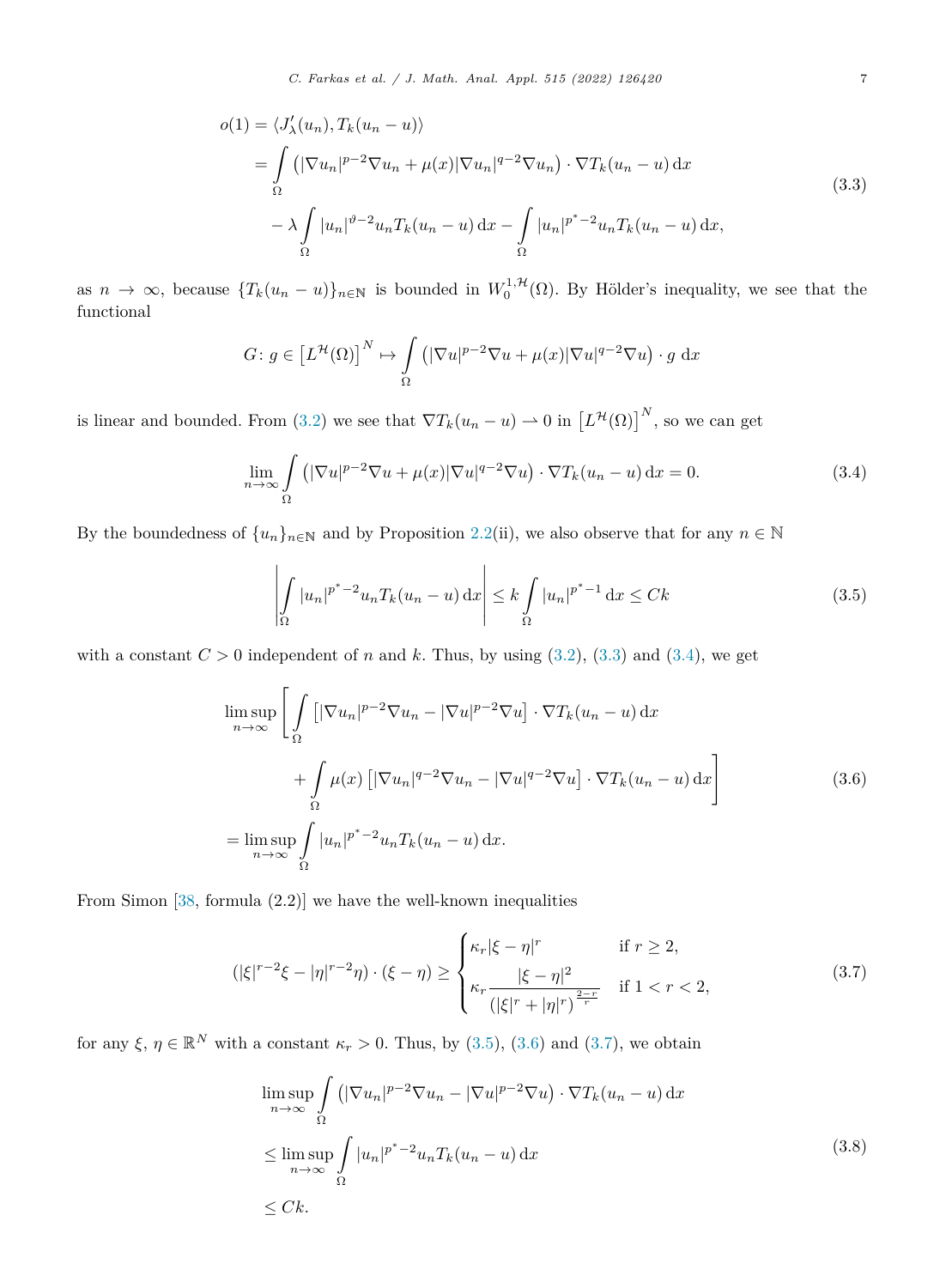$$
\begin{aligned}
o(1) &= \langle J_\lambda'(u_n), T_k(u_n-u)\rangle \\
&= \int_\Omega \left(|\nabla u_n|^{p-2}\nabla u_n + \mu(x)|\nabla u_n|^{q-2}\nabla u_n\right)\cdot \nabla T_k(u_n-u)\,\mathrm{d}x \\
&\quad - \lambda \int_\Omega |u_n|^{\vartheta-2}u_n T_k(u_n-u)\,\mathrm{d}x - \int_\Omega |u_n|^{p^*-2}u_n T_k(u_n-u)\,\mathrm{d}x,
\end{aligned} \tag{3.3}
$$

as $n\to\infty$, because $\{T_k(u_n-u)\}_{n\in\mathbb{N}}$ is bounded in $W_0^{1,\mathcal{H}}(\Omega)$. By Hölder's inequality, we see that the functional

$$
G\colon g \in \left[L^{\mathcal{H}}(\Omega)\right]^N \mapsto \int_\Omega \left(|\nabla u|^{p-2}\nabla u + \mu(x)|\nabla u|^{q-2}\nabla u\right)\cdot g\ \mathrm{d}x
$$

is linear and bounded. From (3.2) we see that $\nabla T_k(u_n-u) \rightharpoonup 0$ in $\left[L^{\mathcal{H}}(\Omega)\right]^N$, so we can get

$$
\lim_{n\to\infty} \int_\Omega \left(|\nabla u|^{p-2}\nabla u + \mu(x)|\nabla u|^{q-2}\nabla u\right)\cdot \nabla T_k(u_n-u)\,\mathrm{d}x = 0. \tag{3.4}
$$

By the boundedness of $\{u_n\}_{n\in\mathbb{N}}$ and by Proposition 2.2(ii), we also observe that for any $n\in\mathbb{N}$

$$
\left|\int_\Omega |u_n|^{p^*-2}u_n T_k(u_n-u)\,\mathrm{d}x\right| \le k\int_\Omega |u_n|^{p^*-1}\,\mathrm{d}x \le Ck \tag{3.5}
$$

with a constant $C>0$ independent of $n$ and $k$. Thus, by using (3.2), (3.3) and (3.4), we get

$$
\begin{aligned}
\limsup_{n\to\infty} \Bigg[ &\int_\Omega \left[|\nabla u_n|^{p-2}\nabla u_n - |\nabla u|^{p-2}\nabla u\right]\cdot \nabla T_k(u_n-u)\,\mathrm{d}x \\
&+ \int_\Omega \mu(x)\left[|\nabla u_n|^{q-2}\nabla u_n - |\nabla u|^{q-2}\nabla u\right]\cdot \nabla T_k(u_n-u)\,\mathrm{d}x \Bigg] \\
= \limsup_{n\to\infty} &\int_\Omega |u_n|^{p^*-2}u_n T_k(u_n-u)\,\mathrm{d}x.
\end{aligned} \tag{3.6}
$$

From Simon [38, formula (2.2)] we have the well-known inequalities

$$
(|\xi|^{r-2}\xi - |\eta|^{r-2}\eta)\cdot(\xi-\eta) \ge
\begin{cases}
\kappa_r|\xi-\eta|^r & \text{if } r\ge 2, \\
\kappa_r \dfrac{|\xi-\eta|^2}{\left(|\xi|^r+|\eta|^r\right)^{\frac{2-r}{r}}} & \text{if } 1<r<2,
\end{cases} \tag{3.7}
$$

for any $\xi,\eta\in\mathbb{R}^N$ with a constant $\kappa_r>0$. Thus, by (3.5), (3.6) and (3.7), we obtain

$$
\begin{aligned}
&\limsup_{n\to\infty} \int_\Omega \left(|\nabla u_n|^{p-2}\nabla u_n - |\nabla u|^{p-2}\nabla u\right)\cdot \nabla T_k(u_n-u)\,\mathrm{d}x \\
&\le \limsup_{n\to\infty} \int_\Omega |u_n|^{p^*-2}u_n T_k(u_n-u)\,\mathrm{d}x \\
&\le Ck.
\end{aligned} \tag{3.8}
$$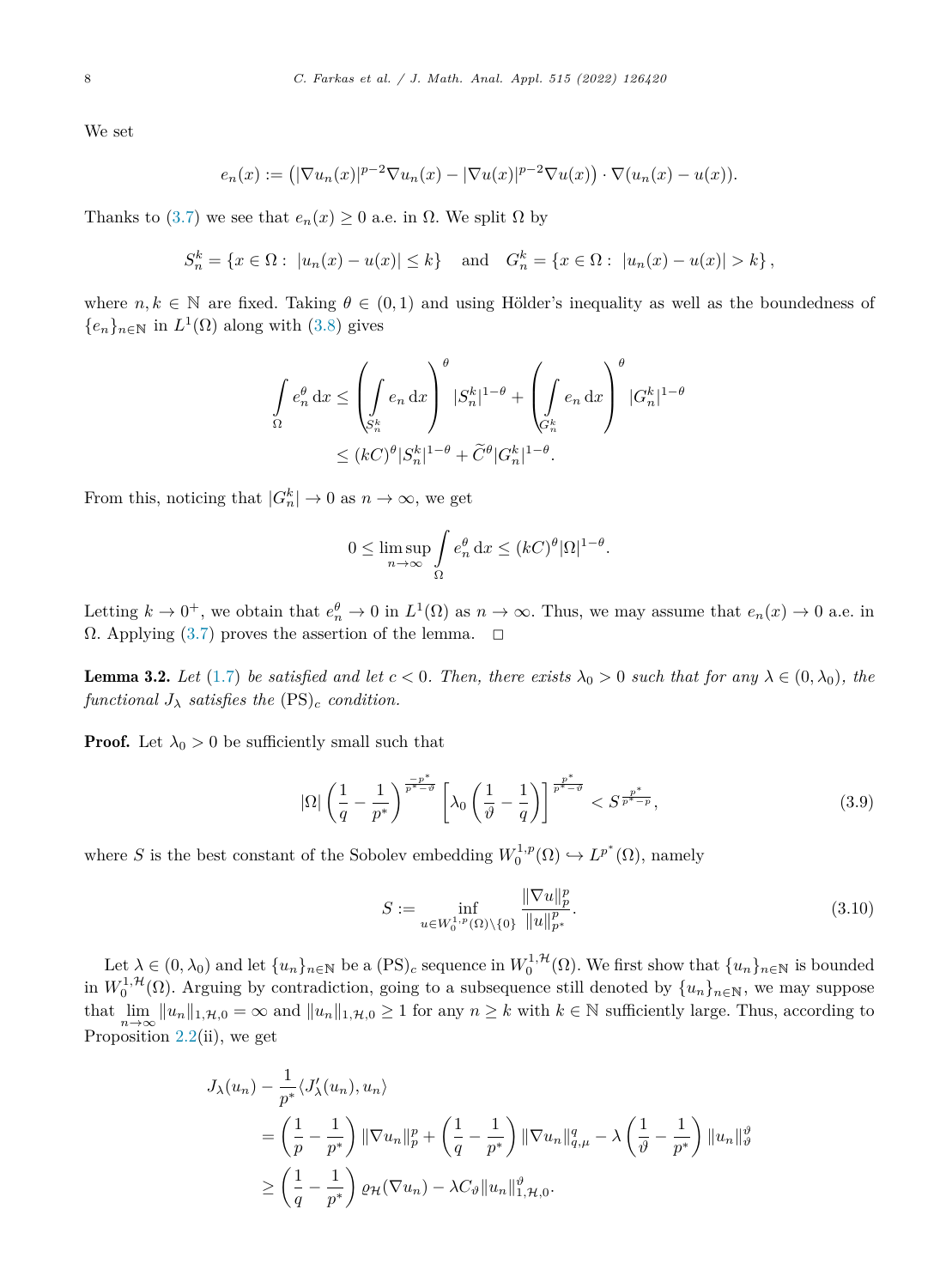We set

$$e_n(x) := \left(|\nabla u_n(x)|^{p-2}\nabla u_n(x) - |\nabla u(x)|^{p-2}\nabla u(x)\right) \cdot \nabla(u_n(x) - u(x)).$$

Thanks to (3.7) we see that $e_n(x) \geq 0$ a.e. in $\Omega$. We split $\Omega$ by

$$S_n^k = \{x \in \Omega : \ |u_n(x) - u(x)| \leq k\} \quad \text{and} \quad G_n^k = \{x \in \Omega : \ |u_n(x) - u(x)| > k\},$$

where $n, k \in \mathbb{N}$ are fixed. Taking $\theta \in (0,1)$ and using Hölder's inequality as well as the boundedness of $\{e_n\}_{n\in\mathbb{N}}$ in $L^1(\Omega)$ along with (3.8) gives

$$\begin{aligned}
\int_\Omega e_n^\theta \, \mathrm{d}x &\leq \left(\int_{S_n^k} e_n \, \mathrm{d}x\right)^\theta |S_n^k|^{1-\theta} + \left(\int_{G_n^k} e_n \, \mathrm{d}x\right)^\theta |G_n^k|^{1-\theta} \\
&\leq (kC)^\theta |S_n^k|^{1-\theta} + \widetilde{C}^\theta |G_n^k|^{1-\theta}.
\end{aligned}$$

From this, noticing that $|G_n^k| \to 0$ as $n \to \infty$, we get

$$0 \leq \limsup_{n\to\infty} \int_\Omega e_n^\theta \, \mathrm{d}x \leq (kC)^\theta |\Omega|^{1-\theta}.$$

Letting $k \to 0^+$, we obtain that $e_n^\theta \to 0$ in $L^1(\Omega)$ as $n \to \infty$. Thus, we may assume that $e_n(x) \to 0$ a.e. in $\Omega$. Applying (3.7) proves the assertion of the lemma. $\square$

**Lemma 3.2.** *Let (1.7) be satisfied and let $c < 0$. Then, there exists $\lambda_0 > 0$ such that for any $\lambda \in (0, \lambda_0)$, the functional $J_\lambda$ satisfies the* $(\mathrm{PS})_c$ *condition.*

**Proof.** Let $\lambda_0 > 0$ be sufficiently small such that

$$|\Omega| \left(\frac{1}{q} - \frac{1}{p^*}\right)^{\frac{-p^*}{p^*-\vartheta}} \left[\lambda_0 \left(\frac{1}{\vartheta} - \frac{1}{q}\right)\right]^{\frac{p^*}{p^*-\vartheta}} < S^{\frac{p^*}{p^*-p}}, \tag{3.9}$$

where $S$ is the best constant of the Sobolev embedding $W_0^{1,p}(\Omega) \hookrightarrow L^{p^*}(\Omega)$, namely

$$S := \inf_{u \in W_0^{1,p}(\Omega)\setminus\{0\}} \frac{\|\nabla u\|_p^p}{\|u\|_{p^*}^p}. \tag{3.10}$$

Let $\lambda \in (0, \lambda_0)$ and let $\{u_n\}_{n\in\mathbb{N}}$ be a $(\mathrm{PS})_c$ sequence in $W_0^{1,\mathcal{H}}(\Omega)$. We first show that $\{u_n\}_{n\in\mathbb{N}}$ is bounded in $W_0^{1,\mathcal{H}}(\Omega)$. Arguing by contradiction, going to a subsequence still denoted by $\{u_n\}_{n\in\mathbb{N}}$, we may suppose that $\lim\limits_{n\to\infty} \|u_n\|_{1,\mathcal{H},0} = \infty$ and $\|u_n\|_{1,\mathcal{H},0} \geq 1$ for any $n \geq k$ with $k \in \mathbb{N}$ sufficiently large. Thus, according to Proposition 2.2(ii), we get

$$\begin{aligned}
&J_\lambda(u_n) - \frac{1}{p^*}\langle J_\lambda'(u_n), u_n\rangle \\
&= \left(\frac{1}{p} - \frac{1}{p^*}\right) \|\nabla u_n\|_p^p + \left(\frac{1}{q} - \frac{1}{p^*}\right) \|\nabla u_n\|_{q,\mu}^q - \lambda \left(\frac{1}{\vartheta} - \frac{1}{p^*}\right) \|u_n\|_\vartheta^\vartheta \\
&\geq \left(\frac{1}{q} - \frac{1}{p^*}\right) \varrho_{\mathcal{H}}(\nabla u_n) - \lambda C_\vartheta \|u_n\|_{1,\mathcal{H},0}^\vartheta.
\end{aligned}$$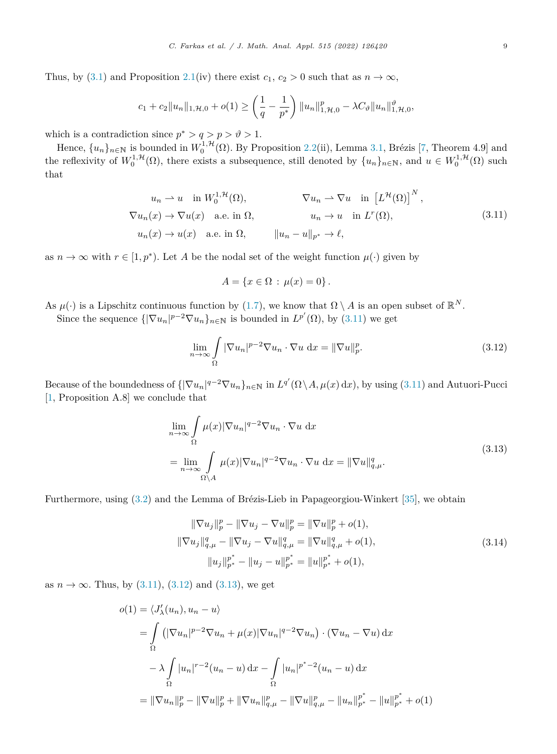Thus, by (3.1) and Proposition 2.1(iv) there exist $c_1$, $c_2 > 0$ such that as $n \to \infty$,

$$c_1 + c_2\|u_n\|_{1,\mathcal{H},0} + o(1) \geq \left(\frac{1}{q} - \frac{1}{p^*}\right) \|u_n\|^p_{1,\mathcal{H},0} - \lambda C_\vartheta \|u_n\|^\vartheta_{1,\mathcal{H},0},$$

which is a contradiction since $p^* > q > p > \vartheta > 1$.

Hence, $\{u_n\}_{n\in\mathbb{N}}$ is bounded in $W^{1,\mathcal{H}}_0(\Omega)$. By Proposition 2.2(ii), Lemma 3.1, Brézis [7, Theorem 4.9] and the reflexivity of $W^{1,\mathcal{H}}_0(\Omega)$, there exists a subsequence, still denoted by $\{u_n\}_{n\in\mathbb{N}}$, and $u \in W^{1,\mathcal{H}}_0(\Omega)$ such that

$$\begin{aligned}
&u_n \rightharpoonup u \quad \text{in } W^{1,\mathcal{H}}_0(\Omega), && \nabla u_n \rightharpoonup \nabla u \quad \text{in } \left[L^{\mathcal{H}}(\Omega)\right]^N, \\
&\nabla u_n(x) \to \nabla u(x) \quad \text{a.e. in } \Omega, && u_n \to u \quad \text{in } L^r(\Omega), \\
&u_n(x) \to u(x) \quad \text{a.e. in } \Omega, && \|u_n - u\|_{p^*} \to \ell,
\end{aligned} \tag{3.11}$$

as $n \to \infty$ with $r \in [1, p^*)$. Let $A$ be the nodal set of the weight function $\mu(\cdot)$ given by

$$A = \{x \in \Omega \,:\, \mu(x) = 0\}.$$

As $\mu(\cdot)$ is a Lipschitz continuous function by (1.7), we know that $\Omega \setminus A$ is an open subset of $\mathbb{R}^N$.

Since the sequence $\{|\nabla u_n|^{p-2}\nabla u_n\}_{n\in\mathbb{N}}$ is bounded in $L^{p'}(\Omega)$, by (3.11) we get

$$\lim_{n\to\infty} \int_\Omega |\nabla u_n|^{p-2}\nabla u_n \cdot \nabla u \,\mathrm{d}x = \|\nabla u\|^p_p. \tag{3.12}$$

Because of the boundedness of $\{|\nabla u_n|^{q-2}\nabla u_n\}_{n\in\mathbb{N}}$ in $L^{q'}(\Omega\setminus A, \mu(x)\,\mathrm{d}x)$, by using (3.11) and Autuori-Pucci [1, Proposition A.8] we conclude that

$$\begin{aligned}
&\lim_{n\to\infty} \int_\Omega \mu(x)|\nabla u_n|^{q-2}\nabla u_n \cdot \nabla u \,\mathrm{d}x \\
&= \lim_{n\to\infty} \int_{\Omega\setminus A} \mu(x)|\nabla u_n|^{q-2}\nabla u_n \cdot \nabla u \,\mathrm{d}x = \|\nabla u\|^q_{q,\mu}.
\end{aligned} \tag{3.13}$$

Furthermore, using (3.2) and the Lemma of Brézis-Lieb in Papageorgiou-Winkert [35], we obtain

$$\begin{aligned}
\|\nabla u_j\|^p_p - \|\nabla u_j - \nabla u\|^p_p &= \|\nabla u\|^p_p + o(1), \\
\|\nabla u_j\|^q_{q,\mu} - \|\nabla u_j - \nabla u\|^q_{q,\mu} &= \|\nabla u\|^q_{q,\mu} + o(1), \\
\|u_j\|^{p^*}_{p^*} - \|u_j - u\|^{p^*}_{p^*} &= \|u\|^{p^*}_{p^*} + o(1),
\end{aligned} \tag{3.14}$$

as $n \to \infty$. Thus, by (3.11), (3.12) and (3.13), we get

$$\begin{aligned}
o(1) &= \langle J'_\lambda(u_n), u_n - u\rangle \\
&= \int_\Omega \left(|\nabla u_n|^{p-2}\nabla u_n + \mu(x)|\nabla u_n|^{q-2}\nabla u_n\right) \cdot (\nabla u_n - \nabla u)\,\mathrm{d}x \\
&\quad - \lambda \int_\Omega |u_n|^{r-2}(u_n - u)\,\mathrm{d}x - \int_\Omega |u_n|^{p^*-2}(u_n - u)\,\mathrm{d}x \\
&= \|\nabla u_n\|^p_p - \|\nabla u\|^p_p + \|\nabla u_n\|^p_{q,\mu} - \|\nabla u\|^p_{q,\mu} - \|u_n\|^{p^*}_{p^*} - \|u\|^{p^*}_{p^*} + o(1)
\end{aligned}$$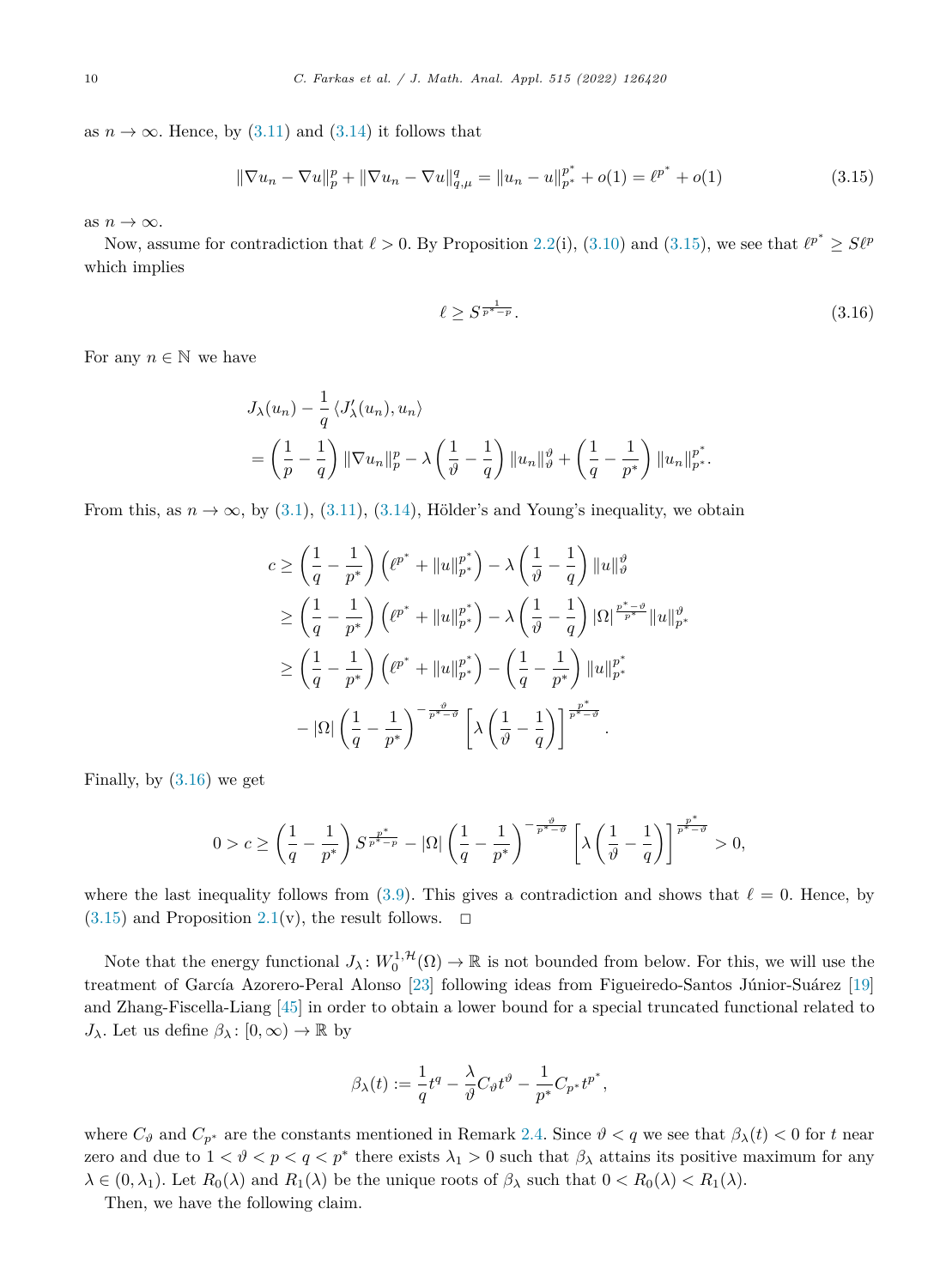as $n \to \infty$. Hence, by (3.11) and (3.14) it follows that

$$\|\nabla u_n - \nabla u\|_p^p + \|\nabla u_n - \nabla u\|_{q,\mu}^q = \|u_n - u\|_{p^*}^{p^*} + o(1) = \ell^{p^*} + o(1) \tag{3.15}$$

as $n \to \infty$.

Now, assume for contradiction that $\ell > 0$. By Proposition 2.2(i), (3.10) and (3.15), we see that $\ell^{p^*} \geq S\ell^p$ which implies

$$\ell \geq S^{\frac{1}{p^*-p}}. \tag{3.16}$$

For any $n \in \mathbb{N}$ we have

$$\begin{aligned}
&J_\lambda(u_n) - \frac{1}{q}\left\langle J_\lambda'(u_n), u_n\right\rangle \\
&= \left(\frac{1}{p} - \frac{1}{q}\right)\|\nabla u_n\|_p^p - \lambda\left(\frac{1}{\vartheta} - \frac{1}{q}\right)\|u_n\|_\vartheta^\vartheta + \left(\frac{1}{q} - \frac{1}{p^*}\right)\|u_n\|_{p^*}^{p^*}.
\end{aligned}$$

From this, as $n \to \infty$, by (3.1), (3.11), (3.14), Hölder's and Young's inequality, we obtain

$$\begin{aligned}
c &\geq \left(\frac{1}{q} - \frac{1}{p^*}\right)\left(\ell^{p^*} + \|u\|_{p^*}^{p^*}\right) - \lambda\left(\frac{1}{\vartheta} - \frac{1}{q}\right)\|u\|_\vartheta^\vartheta \\
&\geq \left(\frac{1}{q} - \frac{1}{p^*}\right)\left(\ell^{p^*} + \|u\|_{p^*}^{p^*}\right) - \lambda\left(\frac{1}{\vartheta} - \frac{1}{q}\right)|\Omega|^{\frac{p^*-\vartheta}{p^*}}\|u\|_{p^*}^\vartheta \\
&\geq \left(\frac{1}{q} - \frac{1}{p^*}\right)\left(\ell^{p^*} + \|u\|_{p^*}^{p^*}\right) - \left(\frac{1}{q} - \frac{1}{p^*}\right)\|u\|_{p^*}^{p^*} \\
&\quad - |\Omega|\left(\frac{1}{q} - \frac{1}{p^*}\right)^{-\frac{\vartheta}{p^*-\vartheta}}\left[\lambda\left(\frac{1}{\vartheta} - \frac{1}{q}\right)\right]^{\frac{p^*}{p^*-\vartheta}}.
\end{aligned}$$

Finally, by (3.16) we get

$$0 > c \geq \left(\frac{1}{q} - \frac{1}{p^*}\right)S^{\frac{p^*}{p^*-p}} - |\Omega|\left(\frac{1}{q} - \frac{1}{p^*}\right)^{-\frac{\vartheta}{p^*-\vartheta}}\left[\lambda\left(\frac{1}{\vartheta} - \frac{1}{q}\right)\right]^{\frac{p^*}{p^*-\vartheta}} > 0,$$

where the last inequality follows from (3.9). This gives a contradiction and shows that $\ell = 0$. Hence, by (3.15) and Proposition 2.1(v), the result follows. $\square$

Note that the energy functional $J_\lambda \colon W_0^{1,\mathcal{H}}(\Omega) \to \mathbb{R}$ is not bounded from below. For this, we will use the treatment of García Azorero-Peral Alonso [23] following ideas from Figueiredo-Santos Júnior-Suárez [19] and Zhang-Fiscella-Liang [45] in order to obtain a lower bound for a special truncated functional related to $J_\lambda$. Let us define $\beta_\lambda \colon [0, \infty) \to \mathbb{R}$ by

$$\beta_\lambda(t) := \frac{1}{q}t^q - \frac{\lambda}{\vartheta}C_\vartheta t^\vartheta - \frac{1}{p^*}C_{p^*}t^{p^*},$$

where $C_\vartheta$ and $C_{p^*}$ are the constants mentioned in Remark 2.4. Since $\vartheta < q$ we see that $\beta_\lambda(t) < 0$ for $t$ near zero and due to $1 < \vartheta < p < q < p^*$ there exists $\lambda_1 > 0$ such that $\beta_\lambda$ attains its positive maximum for any $\lambda \in (0, \lambda_1)$. Let $R_0(\lambda)$ and $R_1(\lambda)$ be the unique roots of $\beta_\lambda$ such that $0 < R_0(\lambda) < R_1(\lambda)$.

Then, we have the following claim.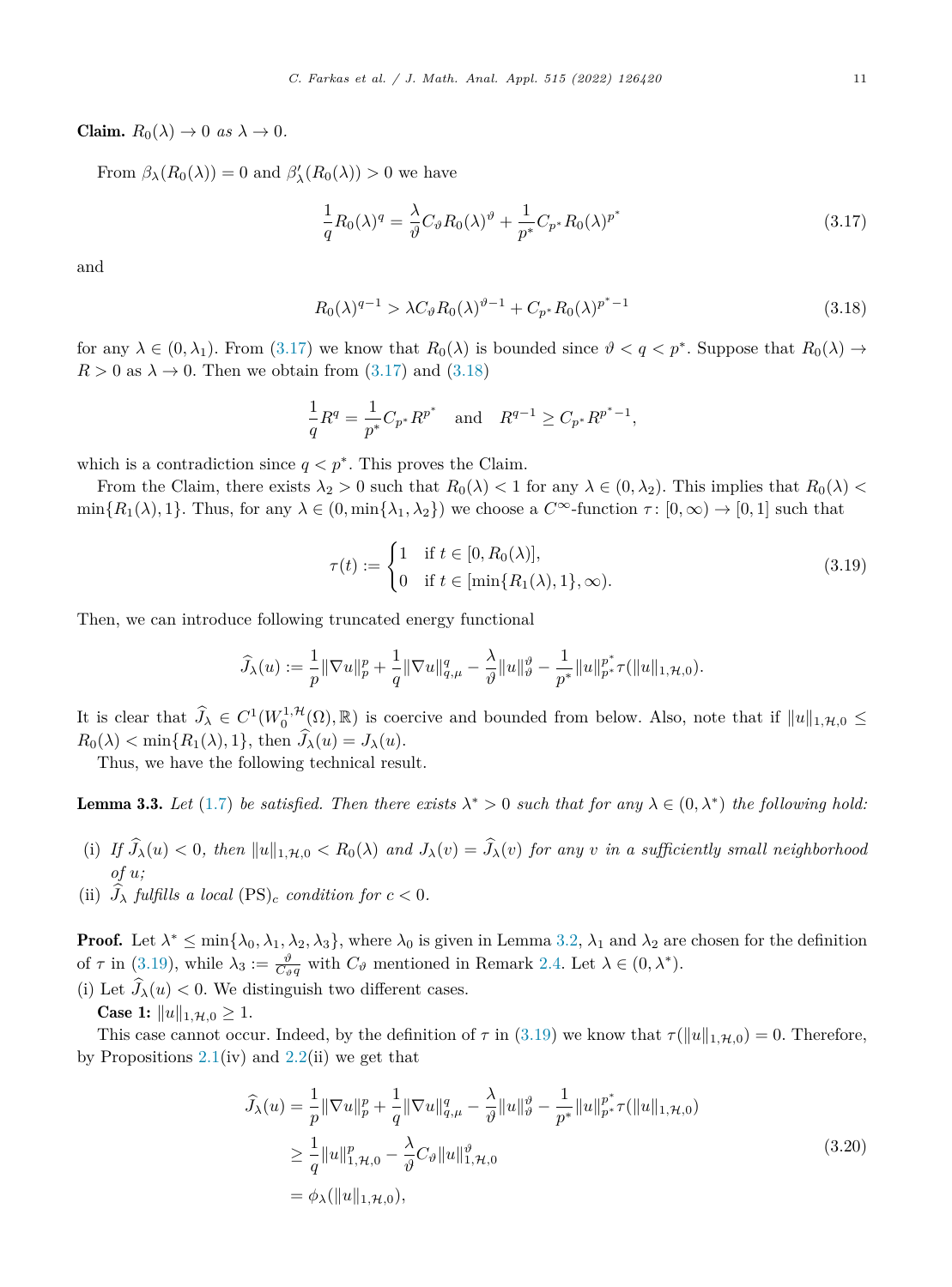**Claim.** *$R_0(\lambda) \to 0$ as $\lambda \to 0$.*

From $\beta_\lambda(R_0(\lambda)) = 0$ and $\beta'_\lambda(R_0(\lambda)) > 0$ we have

$$\frac{1}{q} R_0(\lambda)^q = \frac{\lambda}{\vartheta} C_\vartheta R_0(\lambda)^\vartheta + \frac{1}{p^*} C_{p^*} R_0(\lambda)^{p^*} \tag{3.17}$$

and

$$R_0(\lambda)^{q-1} > \lambda C_\vartheta R_0(\lambda)^{\vartheta-1} + C_{p^*} R_0(\lambda)^{p^*-1} \tag{3.18}$$

for any $\lambda \in (0, \lambda_1)$. From (3.17) we know that $R_0(\lambda)$ is bounded since $\vartheta < q < p^*$. Suppose that $R_0(\lambda) \to R > 0$ as $\lambda \to 0$. Then we obtain from (3.17) and (3.18)

$$\frac{1}{q} R^q = \frac{1}{p^*} C_{p^*} R^{p^*} \quad \text{and} \quad R^{q-1} \geq C_{p^*} R^{p^*-1},$$

which is a contradiction since $q < p^*$. This proves the Claim.

From the Claim, there exists $\lambda_2 > 0$ such that $R_0(\lambda) < 1$ for any $\lambda \in (0, \lambda_2)$. This implies that $R_0(\lambda) < \min\{R_1(\lambda), 1\}$. Thus, for any $\lambda \in (0, \min\{\lambda_1, \lambda_2\})$ we choose a $C^\infty$-function $\tau\colon [0, \infty) \to [0, 1]$ such that

$$\tau(t) := \begin{cases} 1 & \text{if } t \in [0, R_0(\lambda)], \\ 0 & \text{if } t \in [\min\{R_1(\lambda), 1\}, \infty). \end{cases} \tag{3.19}$$

Then, we can introduce following truncated energy functional

$$\widehat{J}_\lambda(u) := \frac{1}{p} \|\nabla u\|_p^p + \frac{1}{q} \|\nabla u\|_{q,\mu}^q - \frac{\lambda}{\vartheta} \|u\|_\vartheta^\vartheta - \frac{1}{p^*} \|u\|_{p^*}^{p^*} \tau(\|u\|_{1,\mathcal{H},0}).$$

It is clear that $\widehat{J}_\lambda \in C^1(W_0^{1,\mathcal{H}}(\Omega), \mathbb{R})$ is coercive and bounded from below. Also, note that if $\|u\|_{1,\mathcal{H},0} \leq R_0(\lambda) < \min\{R_1(\lambda), 1\}$, then $\widehat{J}_\lambda(u) = J_\lambda(u)$.

Thus, we have the following technical result.

**Lemma 3.3.** *Let (1.7) be satisfied. Then there exists $\lambda^* > 0$ such that for any $\lambda \in (0, \lambda^*)$ the following hold:*

- (i) *If $\widehat{J}_\lambda(u) < 0$, then $\|u\|_{1,\mathcal{H},0} < R_0(\lambda)$ and $J_\lambda(v) = \widehat{J}_\lambda(v)$ for any $v$ in a sufficiently small neighborhood of $u$;*
- (ii) *$\widehat{J}_\lambda$ fulfills a local $(\mathrm{PS})_c$ condition for $c < 0$.*

**Proof.** Let $\lambda^* \leq \min\{\lambda_0, \lambda_1, \lambda_2, \lambda_3\}$, where $\lambda_0$ is given in Lemma 3.2, $\lambda_1$ and $\lambda_2$ are chosen for the definition of $\tau$ in (3.19), while $\lambda_3 := \frac{\vartheta}{C_\vartheta q}$ with $C_\vartheta$ mentioned in Remark 2.4. Let $\lambda \in (0, \lambda^*)$.

(i) Let $\widehat{J}_\lambda(u) < 0$. We distinguish two different cases.

**Case 1:** $\|u\|_{1,\mathcal{H},0} \geq 1$.

This case cannot occur. Indeed, by the definition of $\tau$ in (3.19) we know that $\tau(\|u\|_{1,\mathcal{H},0}) = 0$. Therefore, by Propositions 2.1(iv) and 2.2(ii) we get that

$$\begin{aligned} \widehat{J}_\lambda(u) &= \frac{1}{p} \|\nabla u\|_p^p + \frac{1}{q} \|\nabla u\|_{q,\mu}^q - \frac{\lambda}{\vartheta} \|u\|_\vartheta^\vartheta - \frac{1}{p^*} \|u\|_{p^*}^{p^*} \tau(\|u\|_{1,\mathcal{H},0}) \\ &\geq \frac{1}{q} \|u\|_{1,\mathcal{H},0}^p - \frac{\lambda}{\vartheta} C_\vartheta \|u\|_{1,\mathcal{H},0}^\vartheta \\ &= \phi_\lambda(\|u\|_{1,\mathcal{H},0}), \end{aligned} \tag{3.20}$$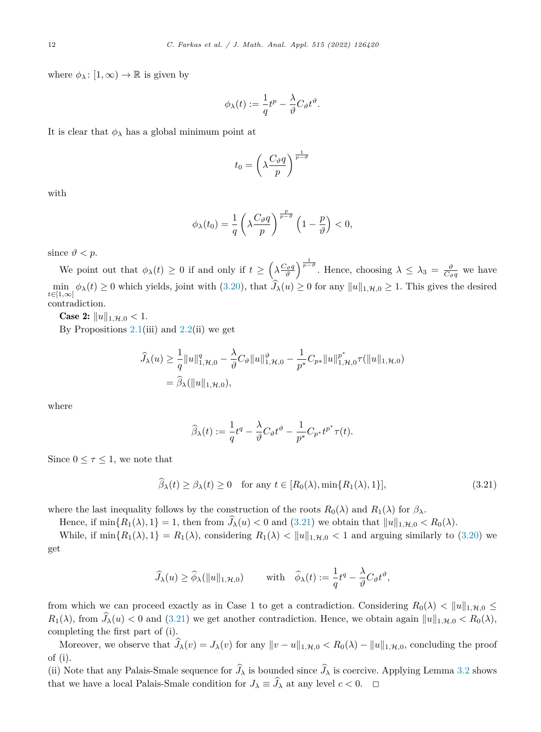where $\phi_\lambda \colon [1,\infty) \to \mathbb{R}$ is given by

$$\phi_\lambda(t) := \frac{1}{q} t^p - \frac{\lambda}{\vartheta} C_\vartheta t^\vartheta.$$

It is clear that $\phi_\lambda$ has a global minimum point at

$$t_0 = \left( \lambda \frac{C_\vartheta q}{p} \right)^{\frac{1}{p-\vartheta}}$$

with

$$\phi_\lambda(t_0) = \frac{1}{q} \left( \lambda \frac{C_\vartheta q}{p} \right)^{\frac{p}{p-\vartheta}} \left( 1 - \frac{p}{\vartheta} \right) < 0,$$

since $\vartheta < p$.

We point out that $\phi_\lambda(t) \geq 0$ if and only if $t \geq \left( \lambda \frac{C_\vartheta q}{\vartheta} \right)^{\frac{1}{p-\vartheta}}$. Hence, choosing $\lambda \leq \lambda_3 = \frac{\vartheta}{C_\vartheta q}$ we have $\min\limits_{t \in [1,\infty]} \phi_\lambda(t) \geq 0$ which yields, joint with (3.20), that $\widehat{J}_\lambda(u) \geq 0$ for any $\|u\|_{1,\mathcal{H},0} \geq 1$. This gives the desired contradiction.

**Case 2:** $\|u\|_{1,\mathcal{H},0} < 1$.

By Propositions 2.1(iii) and 2.2(ii) we get

$$\begin{aligned}
\widehat{J}_\lambda(u) &\geq \frac{1}{q} \|u\|_{1,\mathcal{H},0}^q - \frac{\lambda}{\vartheta} C_\vartheta \|u\|_{1,\mathcal{H},0}^\vartheta - \frac{1}{p^*} C_{p*} \|u\|_{1,\mathcal{H},0}^{p^*} \tau(\|u\|_{1,\mathcal{H},0}) \\
&= \widehat{\beta}_\lambda(\|u\|_{1,\mathcal{H},0}),
\end{aligned}$$

where

$$\widehat{\beta}_\lambda(t) := \frac{1}{q} t^q - \frac{\lambda}{\vartheta} C_\vartheta t^\vartheta - \frac{1}{p^*} C_{p^*} t^{p^*} \tau(t).$$

Since $0 \leq \tau \leq 1$, we note that

$$\widehat{\beta}_\lambda(t) \geq \beta_\lambda(t) \geq 0 \quad \text{for any } t \in [R_0(\lambda), \min\{R_1(\lambda), 1\}], \tag{3.21}$$

where the last inequality follows by the construction of the roots $R_0(\lambda)$ and $R_1(\lambda)$ for $\beta_\lambda$.

Hence, if $\min\{R_1(\lambda), 1\} = 1$, then from $\widehat{J}_\lambda(u) < 0$ and (3.21) we obtain that $\|u\|_{1,\mathcal{H},0} < R_0(\lambda)$.

While, if $\min\{R_1(\lambda), 1\} = R_1(\lambda)$, considering $R_1(\lambda) < \|u\|_{1,\mathcal{H},0} < 1$ and arguing similarly to (3.20) we get

$$\widehat{J}_\lambda(u) \geq \widehat{\phi}_\lambda(\|u\|_{1,\mathcal{H},0}) \qquad \text{with} \quad \widehat{\phi}_\lambda(t) := \frac{1}{q} t^q - \frac{\lambda}{\vartheta} C_\vartheta t^\vartheta,$$

from which we can proceed exactly as in Case 1 to get a contradiction. Considering $R_0(\lambda) < \|u\|_{1,\mathcal{H},0} \leq R_1(\lambda)$, from $\widehat{J}_\lambda(u) < 0$ and (3.21) we get another contradiction. Hence, we obtain again $\|u\|_{1,\mathcal{H},0} < R_0(\lambda)$, completing the first part of (i).

Moreover, we observe that $\widehat{J}_\lambda(v) = J_\lambda(v)$ for any $\|v - u\|_{1,\mathcal{H},0} < R_0(\lambda) - \|u\|_{1,\mathcal{H},0}$, concluding the proof of (i).

(ii) Note that any Palais-Smale sequence for $\widehat{J}_\lambda$ is bounded since $\widehat{J}_\lambda$ is coercive. Applying Lemma 3.2 shows that we have a local Palais-Smale condition for $J_\lambda \equiv \widehat{J}_\lambda$ at any level $c < 0$. $\square$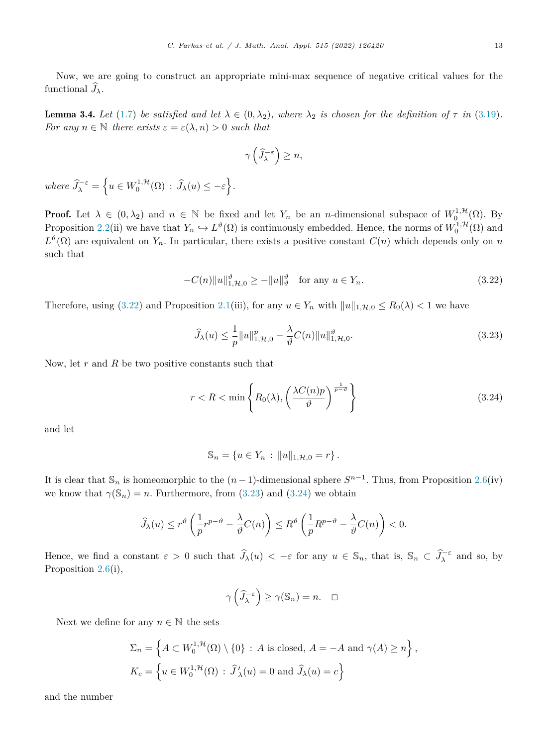Now, we are going to construct an appropriate mini-max sequence of negative critical values for the functional $\widehat{J}_\lambda$.

**Lemma 3.4.** *Let (1.7) be satisfied and let $\lambda \in (0, \lambda_2)$, where $\lambda_2$ is chosen for the definition of $\tau$ in (3.19). For any $n \in \mathbb{N}$ there exists $\varepsilon = \varepsilon(\lambda, n) > 0$ such that*

$$\gamma\left(\widehat{J}_\lambda^{-\varepsilon}\right) \geq n,$$

*where* $\widehat{J}_\lambda^{-\varepsilon} = \left\{u \in W_0^{1,\mathcal{H}}(\Omega) \,:\, \widehat{J}_\lambda(u) \leq -\varepsilon\right\}$.

**Proof.** Let $\lambda \in (0, \lambda_2)$ and $n \in \mathbb{N}$ be fixed and let $Y_n$ be an $n$-dimensional subspace of $W_0^{1,\mathcal{H}}(\Omega)$. By Proposition 2.2(ii) we have that $Y_n \hookrightarrow L^\vartheta(\Omega)$ is continuously embedded. Hence, the norms of $W_0^{1,\mathcal{H}}(\Omega)$ and $L^\vartheta(\Omega)$ are equivalent on $Y_n$. In particular, there exists a positive constant $C(n)$ which depends only on $n$ such that

$$-C(n)\|u\|_{1,\mathcal{H},0}^\vartheta \geq -\|u\|_\vartheta^\vartheta \quad \text{for any } u \in Y_n. \tag{3.22}$$

Therefore, using (3.22) and Proposition 2.1(iii), for any $u \in Y_n$ with $\|u\|_{1,\mathcal{H},0} \leq R_0(\lambda) < 1$ we have

$$\widehat{J}_\lambda(u) \leq \frac{1}{p}\|u\|_{1,\mathcal{H},0}^p - \frac{\lambda}{\vartheta}C(n)\|u\|_{1,\mathcal{H},0}^\vartheta. \tag{3.23}$$

Now, let $r$ and $R$ be two positive constants such that

$$r < R < \min\left\{R_0(\lambda), \left(\frac{\lambda C(n) p}{\vartheta}\right)^{\frac{1}{p-\vartheta}}\right\} \tag{3.24}$$

and let

$$\mathbb{S}_n = \{u \in Y_n \,:\, \|u\|_{1,\mathcal{H},0} = r\}.$$

It is clear that $\mathbb{S}_n$ is homeomorphic to the $(n-1)$-dimensional sphere $S^{n-1}$. Thus, from Proposition 2.6(iv) we know that $\gamma(\mathbb{S}_n) = n$. Furthermore, from (3.23) and (3.24) we obtain

$$\widehat{J}_\lambda(u) \leq r^\vartheta\left(\frac{1}{p}r^{p-\vartheta} - \frac{\lambda}{\vartheta}C(n)\right) \leq R^\vartheta\left(\frac{1}{p}R^{p-\vartheta} - \frac{\lambda}{\vartheta}C(n)\right) < 0.$$

Hence, we find a constant $\varepsilon > 0$ such that $\widehat{J}_\lambda(u) < -\varepsilon$ for any $u \in \mathbb{S}_n$, that is, $\mathbb{S}_n \subset \widehat{J}_\lambda^{-\varepsilon}$ and so, by Proposition 2.6(i),

$$\gamma\left(\widehat{J}_\lambda^{-\varepsilon}\right) \geq \gamma(\mathbb{S}_n) = n. \quad \square$$

Next we define for any $n \in \mathbb{N}$ the sets

$$\Sigma_n = \left\{A \subset W_0^{1,\mathcal{H}}(\Omega) \setminus \{0\} \,:\, A \text{ is closed, } A = -A \text{ and } \gamma(A) \geq n\right\},$$
$$K_c = \left\{u \in W_0^{1,\mathcal{H}}(\Omega) \,:\, \widehat{J}'_\lambda(u) = 0 \text{ and } \widehat{J}_\lambda(u) = c\right\}$$

and the number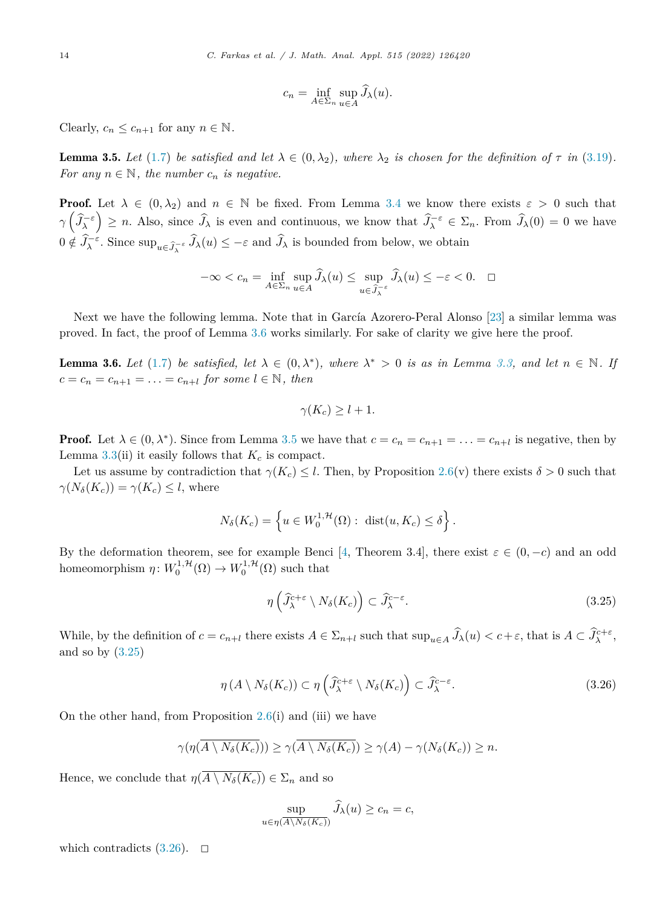$$c_n = \inf_{A \in \Sigma_n} \sup_{u \in A} \widehat{J}_\lambda(u).$$

Clearly, $c_n \leq c_{n+1}$ for any $n \in \mathbb{N}$.

**Lemma 3.5.** *Let* (1.7) *be satisfied and let* $\lambda \in (0, \lambda_2)$*, where* $\lambda_2$ *is chosen for the definition of* $\tau$ *in* (3.19)*. For any* $n \in \mathbb{N}$*, the number* $c_n$ *is negative.*

**Proof.** Let $\lambda \in (0, \lambda_2)$ and $n \in \mathbb{N}$ be fixed. From Lemma 3.4 we know there exists $\varepsilon > 0$ such that $\gamma\left(\widehat{J}_\lambda^{-\varepsilon}\right) \geq n$. Also, since $\widehat{J}_\lambda$ is even and continuous, we know that $\widehat{J}_\lambda^{-\varepsilon} \in \Sigma_n$. From $\widehat{J}_\lambda(0) = 0$ we have $0 \notin \widehat{J}_\lambda^{-\varepsilon}$. Since $\sup_{u \in \widehat{J}_\lambda^{-\varepsilon}} \widehat{J}_\lambda(u) \leq -\varepsilon$ and $\widehat{J}_\lambda$ is bounded from below, we obtain

$$-\infty < c_n = \inf_{A \in \Sigma_n} \sup_{u \in A} \widehat{J}_\lambda(u) \leq \sup_{u \in \widehat{J}_\lambda^{-\varepsilon}} \widehat{J}_\lambda(u) \leq -\varepsilon < 0. \quad \square$$

Next we have the following lemma. Note that in García Azorero-Peral Alonso [23] a similar lemma was proved. In fact, the proof of Lemma 3.6 works similarly. For sake of clarity we give here the proof.

**Lemma 3.6.** *Let* (1.7) *be satisfied, let* $\lambda \in (0, \lambda^*)$*, where* $\lambda^* > 0$ *is as in Lemma 3.3, and let* $n \in \mathbb{N}$*. If* $c = c_n = c_{n+1} = \ldots = c_{n+l}$ *for some* $l \in \mathbb{N}$*, then*

$$\gamma(K_c) \geq l + 1.$$

**Proof.** Let $\lambda \in (0, \lambda^*)$. Since from Lemma 3.5 we have that $c = c_n = c_{n+1} = \ldots = c_{n+l}$ is negative, then by Lemma 3.3(ii) it easily follows that $K_c$ is compact.

Let us assume by contradiction that $\gamma(K_c) \leq l$. Then, by Proposition 2.6(v) there exists $\delta > 0$ such that $\gamma(N_\delta(K_c)) = \gamma(K_c) \leq l$, where

$$N_\delta(K_c) = \left\{u \in W_0^{1,\mathcal{H}}(\Omega) : \operatorname{dist}(u, K_c) \leq \delta\right\}.$$

By the deformation theorem, see for example Benci [4, Theorem 3.4], there exist $\varepsilon \in (0, -c)$ and an odd homeomorphism $\eta \colon W_0^{1,\mathcal{H}}(\Omega) \to W_0^{1,\mathcal{H}}(\Omega)$ such that

$$\eta\left(\widehat{J}_\lambda^{c+\varepsilon} \setminus N_\delta(K_c)\right) \subset \widehat{J}_\lambda^{c-\varepsilon}. \tag{3.25}$$

While, by the definition of $c = c_{n+l}$ there exists $A \in \Sigma_{n+l}$ such that $\sup_{u \in A} \widehat{J}_\lambda(u) < c + \varepsilon$, that is $A \subset \widehat{J}_\lambda^{c+\varepsilon}$, and so by (3.25)

$$\eta\left(A \setminus N_\delta(K_c)\right) \subset \eta\left(\widehat{J}_\lambda^{c+\varepsilon} \setminus N_\delta(K_c)\right) \subset \widehat{J}_\lambda^{c-\varepsilon}. \tag{3.26}$$

On the other hand, from Proposition 2.6(i) and (iii) we have

$$\gamma(\eta(\overline{A \setminus N_\delta(K_c)})) \geq \gamma(\overline{A \setminus N_\delta(K_c)}) \geq \gamma(A) - \gamma(N_\delta(K_c)) \geq n.$$

Hence, we conclude that $\eta(\overline{A \setminus N_\delta(K_c)}) \in \Sigma_n$ and so

$$\sup_{u \in \eta(\overline{A \setminus N_\delta(K_c)})} \widehat{J}_\lambda(u) \geq c_n = c,$$

which contradicts (3.26). $\square$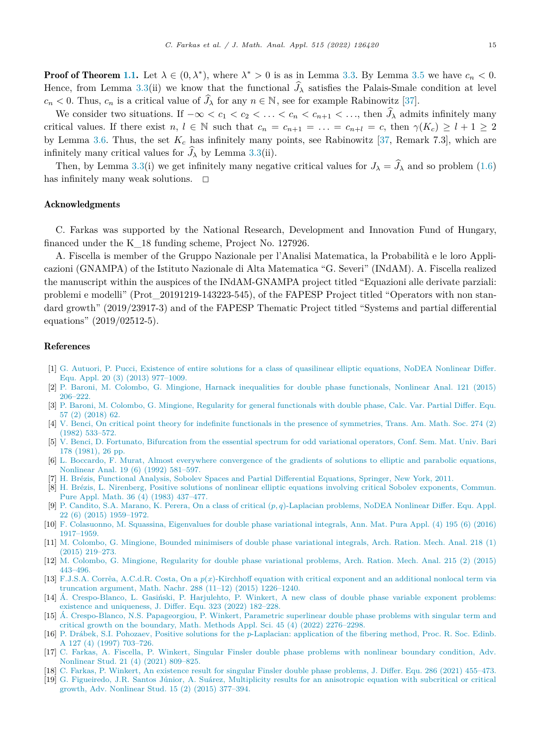**Proof of Theorem 1.1.** Let $\lambda \in (0, \lambda^*)$, where $\lambda^* > 0$ is as in Lemma 3.3. By Lemma 3.5 we have $c_n < 0$. Hence, from Lemma 3.3(ii) we know that the functional $\widehat{J}_\lambda$ satisfies the Palais-Smale condition at level $c_n < 0$. Thus, $c_n$ is a critical value of $\widehat{J}_\lambda$ for any $n \in \mathbb{N}$, see for example Rabinowitz [37].

We consider two situations. If $-\infty < c_1 < c_2 < \ldots < c_n < c_{n+1} < \ldots$, then $\widehat{J}_\lambda$ admits infinitely many critical values. If there exist $n$, $l \in \mathbb{N}$ such that $c_n = c_{n+1} = \ldots = c_{n+l} = c$, then $\gamma(K_c) \geq l + 1 \geq 2$ by Lemma 3.6. Thus, the set $K_c$ has infinitely many points, see Rabinowitz [37, Remark 7.3], which are infinitely many critical values for $\widehat{J}_\lambda$ by Lemma 3.3(ii).

Then, by Lemma 3.3(i) we get infinitely many negative critical values for $J_\lambda = \widehat{J}_\lambda$ and so problem (1.6) has infinitely many weak solutions. $\square$

## Acknowledgments

C. Farkas was supported by the National Research, Development and Innovation Fund of Hungary, financed under the K_18 funding scheme, Project No. 127926.

A. Fiscella is member of the Gruppo Nazionale per l'Analisi Matematica, la Probabilità e le loro Applicazioni (GNAMPA) of the Istituto Nazionale di Alta Matematica "G. Severi" (INdAM). A. Fiscella realized the manuscript within the auspices of the INdAM-GNAMPA project titled "Equazioni alle derivate parziali: problemi e modelli" (Prot_20191219-143223-545), of the FAPESP Project titled "Operators with non standard growth" (2019/23917-3) and of the FAPESP Thematic Project titled "Systems and partial differential equations" (2019/02512-5).

## References

[1] G. Autuori, P. Pucci, Existence of entire solutions for a class of quasilinear elliptic equations, NoDEA Nonlinear Differ. Equ. Appl. 20 (3) (2013) 977–1009.
[2] P. Baroni, M. Colombo, G. Mingione, Harnack inequalities for double phase functionals, Nonlinear Anal. 121 (2015) 206–222.
[3] P. Baroni, M. Colombo, G. Mingione, Regularity for general functionals with double phase, Calc. Var. Partial Differ. Equ. 57 (2) (2018) 62.
[4] V. Benci, On critical point theory for indefinite functionals in the presence of symmetries, Trans. Am. Math. Soc. 274 (2) (1982) 533–572.
[5] V. Benci, D. Fortunato, Bifurcation from the essential spectrum for odd variational operators, Conf. Sem. Mat. Univ. Bari 178 (1981), 26 pp.
[6] L. Boccardo, F. Murat, Almost everywhere convergence of the gradients of solutions to elliptic and parabolic equations, Nonlinear Anal. 19 (6) (1992) 581–597.
[7] H. Brézis, Functional Analysis, Sobolev Spaces and Partial Differential Equations, Springer, New York, 2011.
[8] H. Brézis, L. Nirenberg, Positive solutions of nonlinear elliptic equations involving critical Sobolev exponents, Commun. Pure Appl. Math. 36 (4) (1983) 437–477.
[9] P. Candito, S.A. Marano, K. Perera, On a class of critical $(p, q)$-Laplacian problems, NoDEA Nonlinear Differ. Equ. Appl. 22 (6) (2015) 1959–1972.
[10] F. Colasuonno, M. Squassina, Eigenvalues for double phase variational integrals, Ann. Mat. Pura Appl. (4) 195 (6) (2016) 1917–1959.
[11] M. Colombo, G. Mingione, Bounded minimisers of double phase variational integrals, Arch. Ration. Mech. Anal. 218 (1) (2015) 219–273.
[12] M. Colombo, G. Mingione, Regularity for double phase variational problems, Arch. Ration. Mech. Anal. 215 (2) (2015) 443–496.
[13] F.J.S.A. Corrêa, A.C.d.R. Costa, On a $p(x)$-Kirchhoff equation with critical exponent and an additional nonlocal term via truncation argument, Math. Nachr. 288 (11–12) (2015) 1226–1240.
[14] Á. Crespo-Blanco, L. Gasiński, P. Harjulehto, P. Winkert, A new class of double phase variable exponent problems: existence and uniqueness, J. Differ. Equ. 323 (2022) 182–228.
[15] Á. Crespo-Blanco, N.S. Papageorgiou, P. Winkert, Parametric superlinear double phase problems with singular term and critical growth on the boundary, Math. Methods Appl. Sci. 45 (4) (2022) 2276–2298.
[16] P. Drábek, S.I. Pohozaev, Positive solutions for the $p$-Laplacian: application of the fibering method, Proc. R. Soc. Edinb. A 127 (4) (1997) 703–726.
[17] C. Farkas, A. Fiscella, P. Winkert, Singular Finsler double phase problems with nonlinear boundary condition, Adv. Nonlinear Stud. 21 (4) (2021) 809–825.
[18] C. Farkas, P. Winkert, An existence result for singular Finsler double phase problems, J. Differ. Equ. 286 (2021) 455–473.
[19] G. Figueiredo, J.R. Santos Júnior, A. Suárez, Multiplicity results for an anisotropic equation with subcritical or critical growth, Adv. Nonlinear Stud. 15 (2) (2015) 377–394.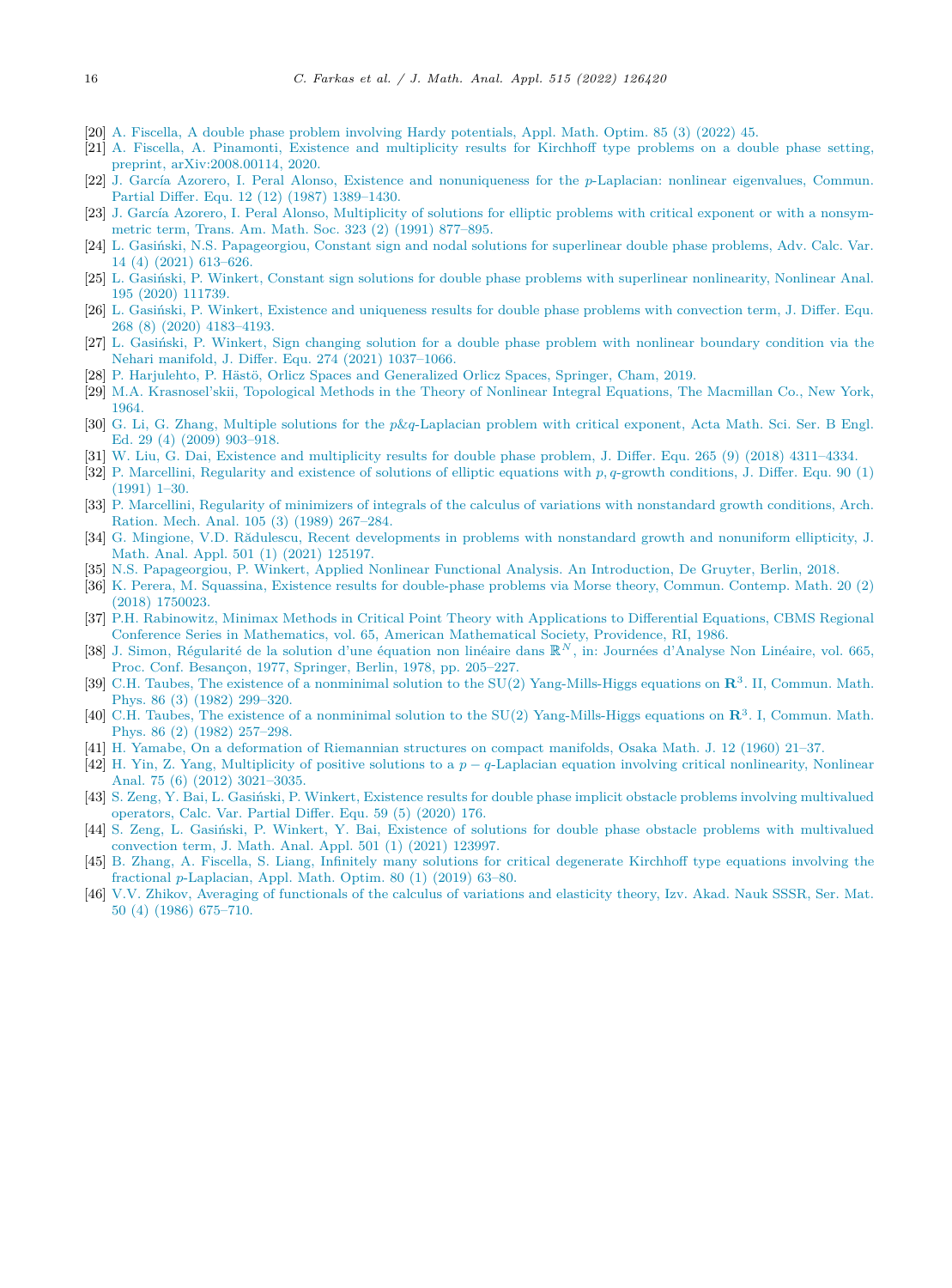[20] A. Fiscella, A double phase problem involving Hardy potentials, Appl. Math. Optim. 85 (3) (2022) 45.

[21] A. Fiscella, A. Pinamonti, Existence and multiplicity results for Kirchhoff type problems on a double phase setting, preprint, arXiv:2008.00114, 2020.

[22] J. García Azorero, I. Peral Alonso, Existence and nonuniqueness for the $p$-Laplacian: nonlinear eigenvalues, Commun. Partial Differ. Equ. 12 (12) (1987) 1389–1430.

[23] J. García Azorero, I. Peral Alonso, Multiplicity of solutions for elliptic problems with critical exponent or with a nonsymmetric term, Trans. Am. Math. Soc. 323 (2) (1991) 877–895.

[24] L. Gasiński, N.S. Papageorgiou, Constant sign and nodal solutions for superlinear double phase problems, Adv. Calc. Var. 14 (4) (2021) 613–626.

[25] L. Gasiński, P. Winkert, Constant sign solutions for double phase problems with superlinear nonlinearity, Nonlinear Anal. 195 (2020) 111739.

[26] L. Gasiński, P. Winkert, Existence and uniqueness results for double phase problems with convection term, J. Differ. Equ. 268 (8) (2020) 4183–4193.

[27] L. Gasiński, P. Winkert, Sign changing solution for a double phase problem with nonlinear boundary condition via the Nehari manifold, J. Differ. Equ. 274 (2021) 1037–1066.

[28] P. Harjulehto, P. Hästö, Orlicz Spaces and Generalized Orlicz Spaces, Springer, Cham, 2019.

[29] M.A. Krasnosel'skii, Topological Methods in the Theory of Nonlinear Integral Equations, The Macmillan Co., New York, 1964.

[30] G. Li, G. Zhang, Multiple solutions for the $p\&q$-Laplacian problem with critical exponent, Acta Math. Sci. Ser. B Engl. Ed. 29 (4) (2009) 903–918.

[31] W. Liu, G. Dai, Existence and multiplicity results for double phase problem, J. Differ. Equ. 265 (9) (2018) 4311–4334.

[32] P. Marcellini, Regularity and existence of solutions of elliptic equations with $p, q$-growth conditions, J. Differ. Equ. 90 (1) (1991) 1–30.

[33] P. Marcellini, Regularity of minimizers of integrals of the calculus of variations with nonstandard growth conditions, Arch. Ration. Mech. Anal. 105 (3) (1989) 267–284.

[34] G. Mingione, V.D. Rădulescu, Recent developments in problems with nonstandard growth and nonuniform ellipticity, J. Math. Anal. Appl. 501 (1) (2021) 125197.

[35] N.S. Papageorgiou, P. Winkert, Applied Nonlinear Functional Analysis. An Introduction, De Gruyter, Berlin, 2018.

[36] K. Perera, M. Squassina, Existence results for double-phase problems via Morse theory, Commun. Contemp. Math. 20 (2) (2018) 1750023.

[37] P.H. Rabinowitz, Minimax Methods in Critical Point Theory with Applications to Differential Equations, CBMS Regional Conference Series in Mathematics, vol. 65, American Mathematical Society, Providence, RI, 1986.

[38] J. Simon, Régularité de la solution d'une équation non linéaire dans $\mathbb{R}^N$, in: Journées d'Analyse Non Linéaire, vol. 665, Proc. Conf. Besançon, 1977, Springer, Berlin, 1978, pp. 205–227.

[39] C.H. Taubes, The existence of a nonminimal solution to the SU(2) Yang-Mills-Higgs equations on $\mathbf{R}^3$. II, Commun. Math. Phys. 86 (3) (1982) 299–320.

[40] C.H. Taubes, The existence of a nonminimal solution to the SU(2) Yang-Mills-Higgs equations on $\mathbf{R}^3$. I, Commun. Math. Phys. 86 (2) (1982) 257–298.

[41] H. Yamabe, On a deformation of Riemannian structures on compact manifolds, Osaka Math. J. 12 (1960) 21–37.

[42] H. Yin, Z. Yang, Multiplicity of positive solutions to a $p-q$-Laplacian equation involving critical nonlinearity, Nonlinear Anal. 75 (6) (2012) 3021–3035.

[43] S. Zeng, Y. Bai, L. Gasiński, P. Winkert, Existence results for double phase implicit obstacle problems involving multivalued operators, Calc. Var. Partial Differ. Equ. 59 (5) (2020) 176.

[44] S. Zeng, L. Gasiński, P. Winkert, Y. Bai, Existence of solutions for double phase obstacle problems with multivalued convection term, J. Math. Anal. Appl. 501 (1) (2021) 123997.

[45] B. Zhang, A. Fiscella, S. Liang, Infinitely many solutions for critical degenerate Kirchhoff type equations involving the fractional $p$-Laplacian, Appl. Math. Optim. 80 (1) (2019) 63–80.

[46] V.V. Zhikov, Averaging of functionals of the calculus of variations and elasticity theory, Izv. Akad. Nauk SSSR, Ser. Mat. 50 (4) (1986) 675–710.